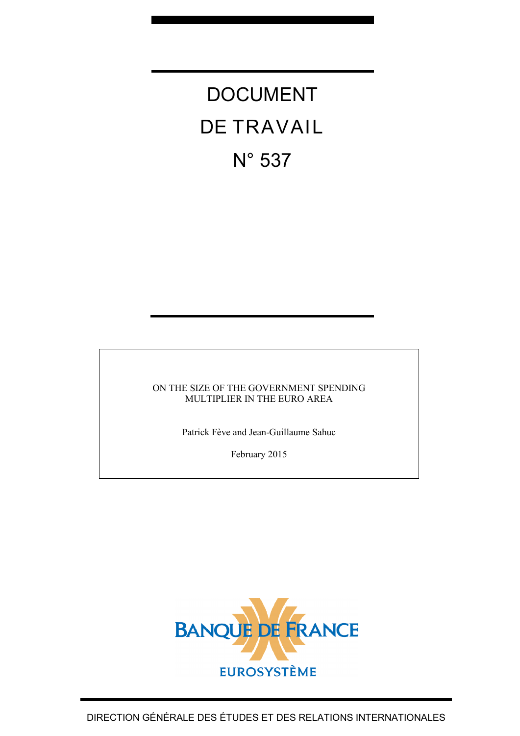# DOCUMENT DE TRAVAIL N° 537

ON THE SIZE OF THE GOVERNMENT SPENDING MULTIPLIER IN THE EURO AREA

Patrick Fève and Jean-Guillaume Sahuc

February 2015

BANQUE DE FRANCE

EUROSYSTÈME

DIRECTION GÉNÉRALE DES ÉTUDES ET DES RELATIONS INTERNATIONALES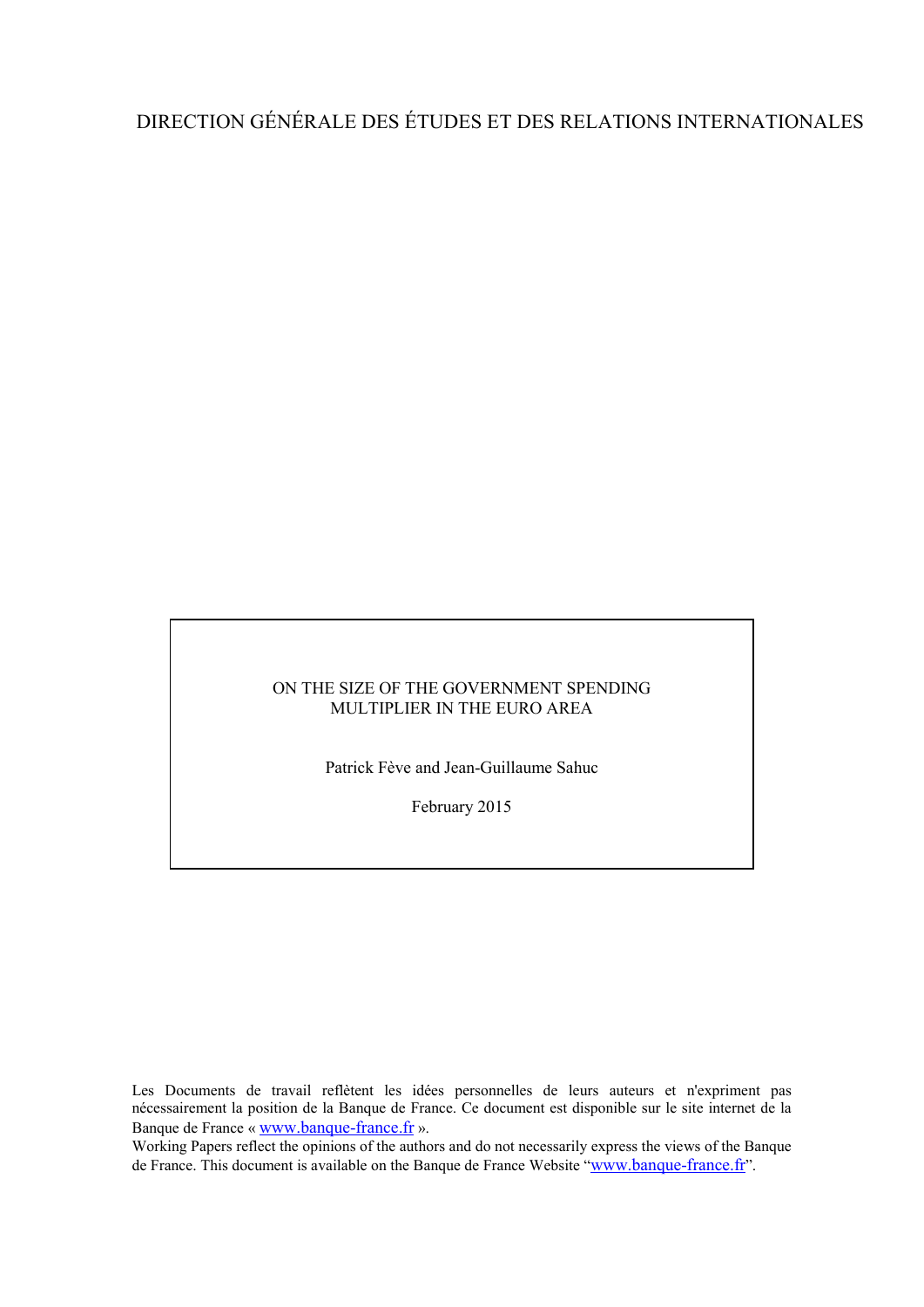DIRECTION GÉNÉRALE DES ÉTUDES ET DES RELATIONS INTERNATIONALES

ON THE SIZE OF THE GOVERNMENT SPENDING MULTIPLIER IN THE EURO AREA

Patrick Fève and Jean-Guillaume Sahuc

February 2015

Les Documents de travail reflètent les idées personnelles de leurs auteurs et n'expriment pas nécessairement la position de la Banque de France. Ce document est disponible sur le site internet de la Banque de France « www.banque-france.fr ».

Working Papers reflect the opinions of the authors and do not necessarily express the views of the Banque de France. This document is available on the Banque de France Website "www.banque-france.fr".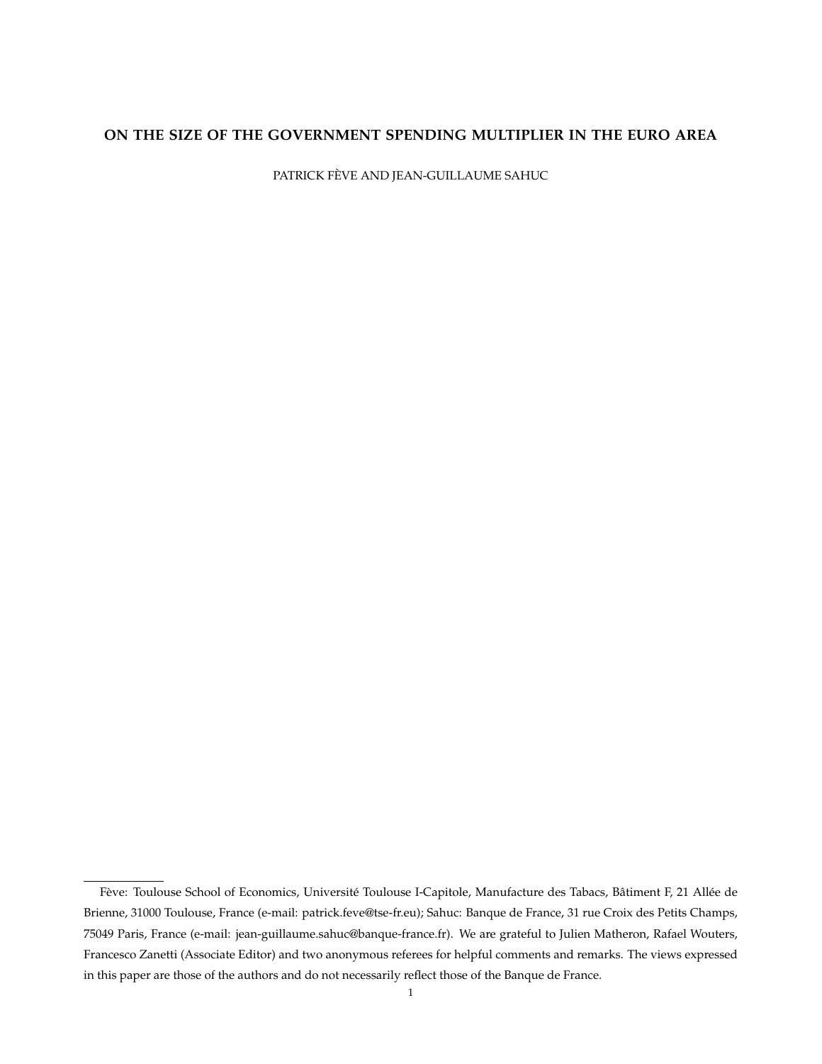# ON THE SIZE OF THE GOVERNMENT SPENDING MULTIPLIER IN THE EURO AREA

PATRICK FÈVE AND JEAN-GUILLAUME SAHUC

Fève: Toulouse School of Economics, Université Toulouse I-Capitole, Manufacture des Tabacs, Bâtiment F, 21 Allée de Brienne, 31000 Toulouse, France (e-mail: patrick.feve@tse-fr.eu); Sahuc: Banque de France, 31 rue Croix des Petits Champs, 75049 Paris, France (e-mail: jean-guillaume.sahuc@banque-france.fr). We are grateful to Julien Matheron, Rafael Wouters, Francesco Zanetti (Associate Editor) and two anonymous referees for helpful comments and remarks. The views expressed in this paper are those of the authors and do not necessarily reflect those of the Banque de France.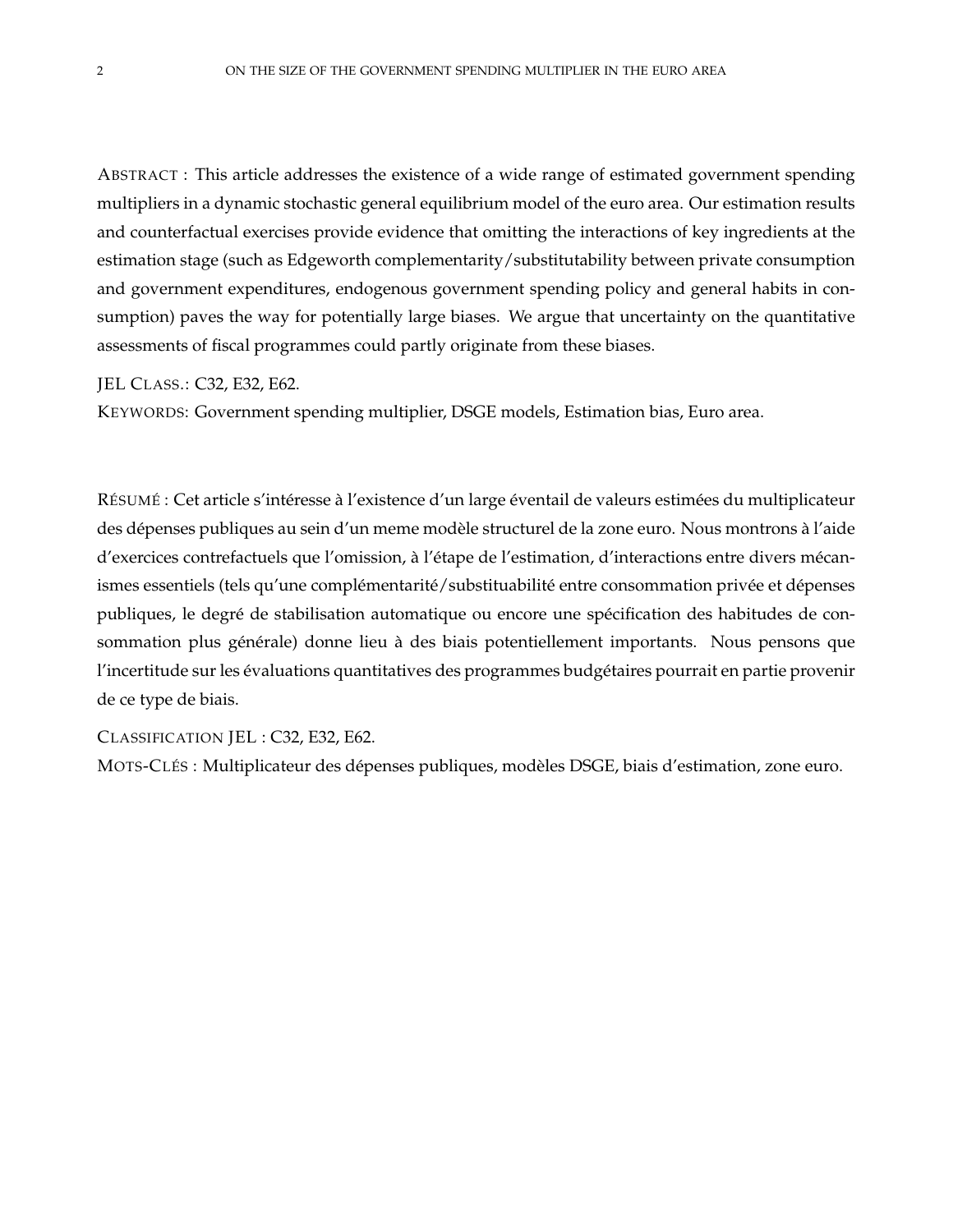ABSTRACT : This article addresses the existence of a wide range of estimated government spending multipliers in a dynamic stochastic general equilibrium model of the euro area. Our estimation results and counterfactual exercises provide evidence that omitting the interactions of key ingredients at the estimation stage (such as Edgeworth complementarity/substitutability between private consumption and government expenditures, endogenous government spending policy and general habits in consumption) paves the way for potentially large biases. We argue that uncertainty on the quantitative assessments of fiscal programmes could partly originate from these biases.

JEL CLASS.: C32, E32, E62.

KEYWORDS: Government spending multiplier, DSGE models, Estimation bias, Euro area.

RÉSUMÉ : Cet article s'intéresse à l'existence d'un large éventail de valeurs estimées du multiplicateur des dépenses publiques au sein d'un meme modèle structurel de la zone euro. Nous montrons à l'aide d'exercices contrefactuels que l'omission, à l'étape de l'estimation, d'interactions entre divers mécanismes essentiels (tels qu'une complémentarité/substituabilité entre consommation privée et dépenses publiques, le degré de stabilisation automatique ou encore une spécification des habitudes de consommation plus générale) donne lieu à des biais potentiellement importants. Nous pensons que l'incertitude sur les évaluations quantitatives des programmes budgétaires pourrait en partie provenir de ce type de biais.

CLASSIFICATION JEL : C32, E32, E62.

MOTS-CLÉS : Multiplicateur des dépenses publiques, modèles DSGE, biais d'estimation, zone euro.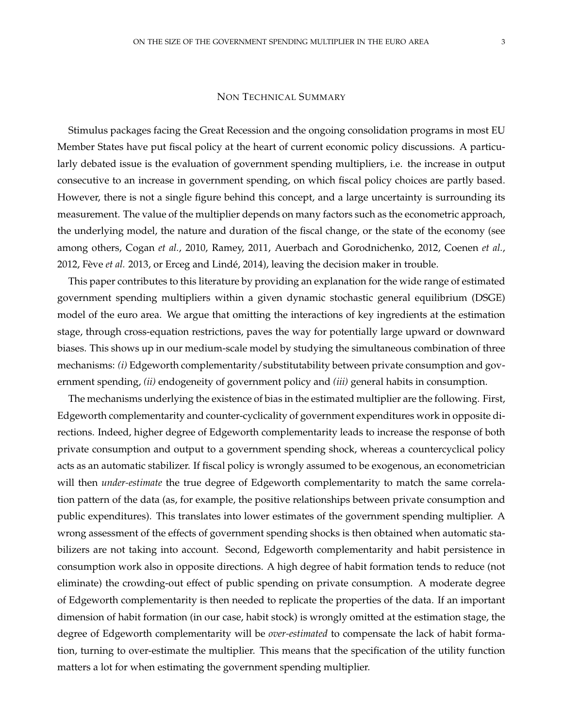## Non Technical Summary

Stimulus packages facing the Great Recession and the ongoing consolidation programs in most EU Member States have put fiscal policy at the heart of current economic policy discussions. A particularly debated issue is the evaluation of government spending multipliers, i.e. the increase in output consecutive to an increase in government spending, on which fiscal policy choices are partly based. However, there is not a single figure behind this concept, and a large uncertainty is surrounding its measurement. The value of the multiplier depends on many factors such as the econometric approach, the underlying model, the nature and duration of the fiscal change, or the state of the economy (see among others, Cogan *et al.*, 2010, Ramey, 2011, Auerbach and Gorodnichenko, 2012, Coenen *et al.*, 2012, Fève *et al.* 2013, or Erceg and Lindé, 2014), leaving the decision maker in trouble.

This paper contributes to this literature by providing an explanation for the wide range of estimated government spending multipliers within a given dynamic stochastic general equilibrium (DSGE) model of the euro area. We argue that omitting the interactions of key ingredients at the estimation stage, through cross-equation restrictions, paves the way for potentially large upward or downward biases. This shows up in our medium-scale model by studying the simultaneous combination of three mechanisms: *(i)* Edgeworth complementarity/substitutability between private consumption and government spending, *(ii)* endogeneity of government policy and *(iii)* general habits in consumption.

The mechanisms underlying the existence of bias in the estimated multiplier are the following. First, Edgeworth complementarity and counter-cyclicality of government expenditures work in opposite directions. Indeed, higher degree of Edgeworth complementarity leads to increase the response of both private consumption and output to a government spending shock, whereas a countercyclical policy acts as an automatic stabilizer. If fiscal policy is wrongly assumed to be exogenous, an econometrician will then *under-estimate* the true degree of Edgeworth complementarity to match the same correlation pattern of the data (as, for example, the positive relationships between private consumption and public expenditures). This translates into lower estimates of the government spending multiplier. A wrong assessment of the effects of government spending shocks is then obtained when automatic stabilizers are not taking into account. Second, Edgeworth complementarity and habit persistence in consumption work also in opposite directions. A high degree of habit formation tends to reduce (not eliminate) the crowding-out effect of public spending on private consumption. A moderate degree of Edgeworth complementarity is then needed to replicate the properties of the data. If an important dimension of habit formation (in our case, habit stock) is wrongly omitted at the estimation stage, the degree of Edgeworth complementarity will be *over-estimated* to compensate the lack of habit formation, turning to over-estimate the multiplier. This means that the specification of the utility function matters a lot for when estimating the government spending multiplier.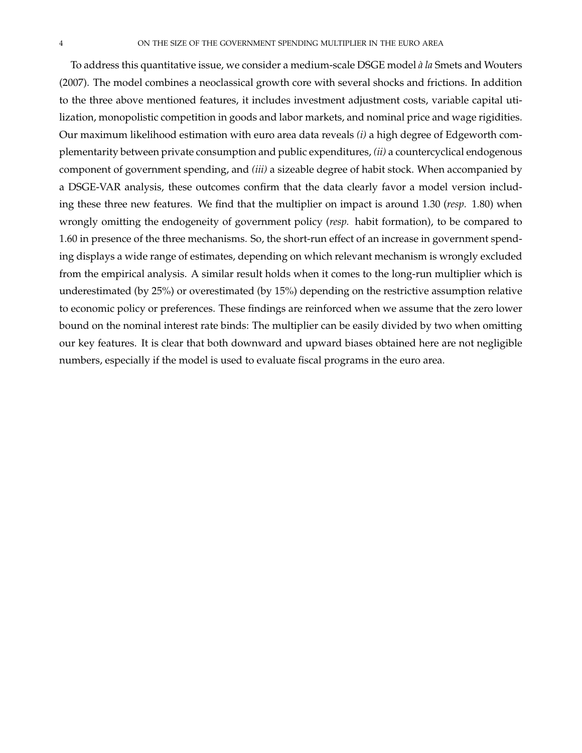To address this quantitative issue, we consider a medium-scale DSGE model *à la* Smets and Wouters (2007). The model combines a neoclassical growth core with several shocks and frictions. In addition to the three above mentioned features, it includes investment adjustment costs, variable capital utilization, monopolistic competition in goods and labor markets, and nominal price and wage rigidities. Our maximum likelihood estimation with euro area data reveals *(i)* a high degree of Edgeworth complementarity between private consumption and public expenditures, *(ii)* a countercyclical endogenous component of government spending, and *(iii)* a sizeable degree of habit stock. When accompanied by a DSGE-VAR analysis, these outcomes confirm that the data clearly favor a model version including these three new features. We find that the multiplier on impact is around 1.30 (*resp.* 1.80) when wrongly omitting the endogeneity of government policy (*resp.* habit formation), to be compared to 1.60 in presence of the three mechanisms. So, the short-run effect of an increase in government spending displays a wide range of estimates, depending on which relevant mechanism is wrongly excluded from the empirical analysis. A similar result holds when it comes to the long-run multiplier which is underestimated (by 25%) or overestimated (by 15%) depending on the restrictive assumption relative to economic policy or preferences. These findings are reinforced when we assume that the zero lower bound on the nominal interest rate binds: The multiplier can be easily divided by two when omitting our key features. It is clear that both downward and upward biases obtained here are not negligible numbers, especially if the model is used to evaluate fiscal programs in the euro area.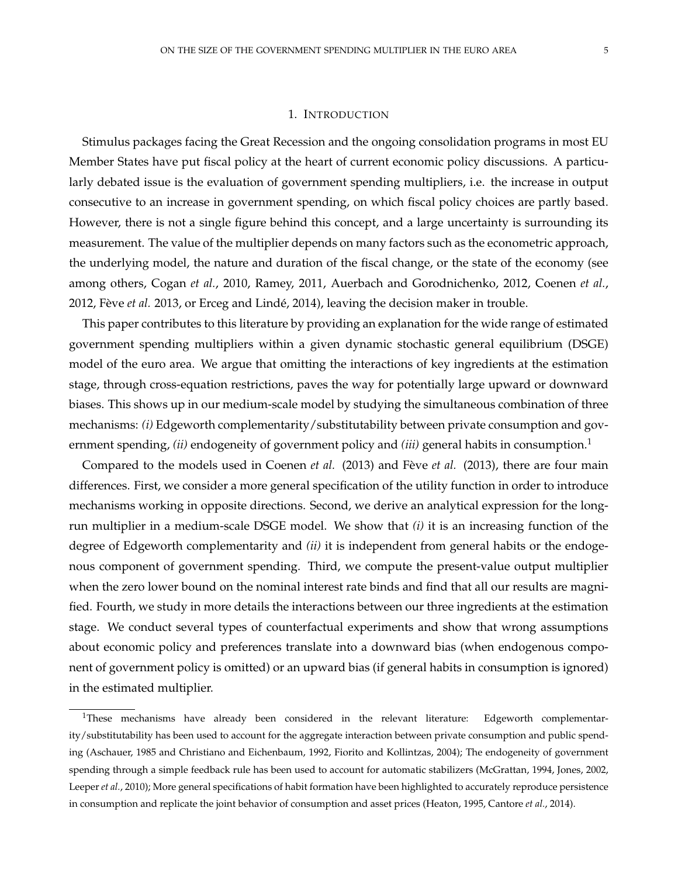# 1. Introduction

Stimulus packages facing the Great Recession and the ongoing consolidation programs in most EU Member States have put fiscal policy at the heart of current economic policy discussions. A particularly debated issue is the evaluation of government spending multipliers, i.e. the increase in output consecutive to an increase in government spending, on which fiscal policy choices are partly based. However, there is not a single figure behind this concept, and a large uncertainty is surrounding its measurement. The value of the multiplier depends on many factors such as the econometric approach, the underlying model, the nature and duration of the fiscal change, or the state of the economy (see among others, Cogan *et al.*, 2010, Ramey, 2011, Auerbach and Gorodnichenko, 2012, Coenen *et al.*, 2012, Fève *et al.* 2013, or Erceg and Lindé, 2014), leaving the decision maker in trouble.

This paper contributes to this literature by providing an explanation for the wide range of estimated government spending multipliers within a given dynamic stochastic general equilibrium (DSGE) model of the euro area. We argue that omitting the interactions of key ingredients at the estimation stage, through cross-equation restrictions, paves the way for potentially large upward or downward biases. This shows up in our medium-scale model by studying the simultaneous combination of three mechanisms: *(i)* Edgeworth complementarity/substitutability between private consumption and government spending, *(ii)* endogeneity of government policy and *(iii)* general habits in consumption.[1]

Compared to the models used in Coenen *et al.* (2013) and Fève *et al.* (2013), there are four main differences. First, we consider a more general specification of the utility function in order to introduce mechanisms working in opposite directions. Second, we derive an analytical expression for the long-run multiplier in a medium-scale DSGE model. We show that *(i)* it is an increasing function of the degree of Edgeworth complementarity and *(ii)* it is independent from general habits or the endogenous component of government spending. Third, we compute the present-value output multiplier when the zero lower bound on the nominal interest rate binds and find that all our results are magnified. Fourth, we study in more details the interactions between our three ingredients at the estimation stage. We conduct several types of counterfactual experiments and show that wrong assumptions about economic policy and preferences translate into a downward bias (when endogenous component of government policy is omitted) or an upward bias (if general habits in consumption is ignored) in the estimated multiplier.

[1] These mechanisms have already been considered in the relevant literature: Edgeworth complementarity/substitutability has been used to account for the aggregate interaction between private consumption and public spending (Aschauer, 1985 and Christiano and Eichenbaum, 1992, Fiorito and Kollintzas, 2004); The endogeneity of government spending through a simple feedback rule has been used to account for automatic stabilizers (McGrattan, 1994, Jones, 2002, Leeper *et al.*, 2010); More general specifications of habit formation have been highlighted to accurately reproduce persistence in consumption and replicate the joint behavior of consumption and asset prices (Heaton, 1995, Cantore *et al.*, 2014).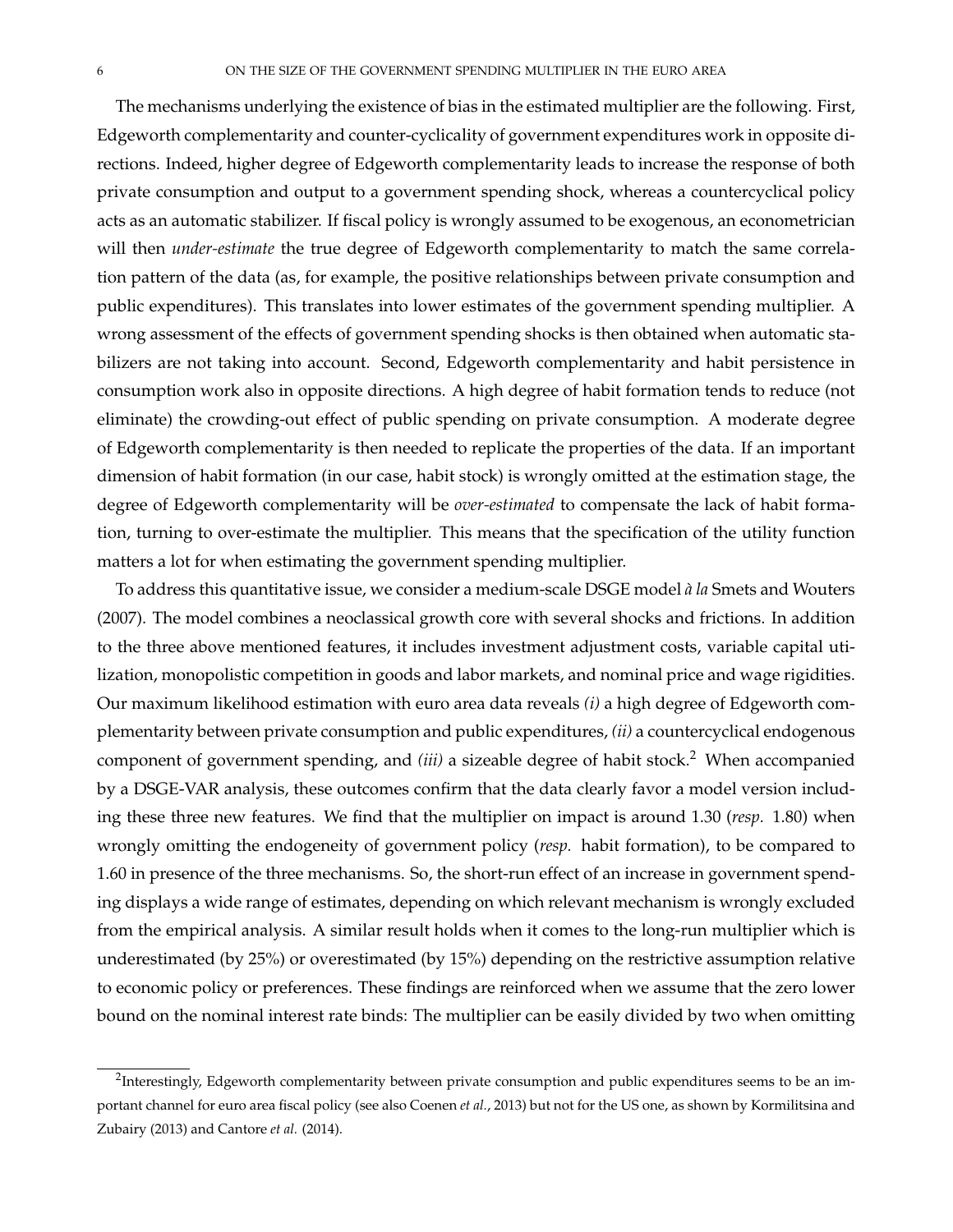The mechanisms underlying the existence of bias in the estimated multiplier are the following. First, Edgeworth complementarity and counter-cyclicality of government expenditures work in opposite directions. Indeed, higher degree of Edgeworth complementarity leads to increase the response of both private consumption and output to a government spending shock, whereas a countercyclical policy acts as an automatic stabilizer. If fiscal policy is wrongly assumed to be exogenous, an econometrician will then *under-estimate* the true degree of Edgeworth complementarity to match the same correlation pattern of the data (as, for example, the positive relationships between private consumption and public expenditures). This translates into lower estimates of the government spending multiplier. A wrong assessment of the effects of government spending shocks is then obtained when automatic stabilizers are not taking into account. Second, Edgeworth complementarity and habit persistence in consumption work also in opposite directions. A high degree of habit formation tends to reduce (not eliminate) the crowding-out effect of public spending on private consumption. A moderate degree of Edgeworth complementarity is then needed to replicate the properties of the data. If an important dimension of habit formation (in our case, habit stock) is wrongly omitted at the estimation stage, the degree of Edgeworth complementarity will be *over-estimated* to compensate the lack of habit formation, turning to over-estimate the multiplier. This means that the specification of the utility function matters a lot for when estimating the government spending multiplier.

To address this quantitative issue, we consider a medium-scale DSGE model *à la* Smets and Wouters (2007). The model combines a neoclassical growth core with several shocks and frictions. In addition to the three above mentioned features, it includes investment adjustment costs, variable capital utilization, monopolistic competition in goods and labor markets, and nominal price and wage rigidities. Our maximum likelihood estimation with euro area data reveals *(i)* a high degree of Edgeworth complementarity between private consumption and public expenditures, *(ii)* a countercyclical endogenous component of government spending, and *(iii)* a sizeable degree of habit stock.[2] When accompanied by a DSGE-VAR analysis, these outcomes confirm that the data clearly favor a model version including these three new features. We find that the multiplier on impact is around 1.30 (*resp.* 1.80) when wrongly omitting the endogeneity of government policy (*resp.* habit formation), to be compared to 1.60 in presence of the three mechanisms. So, the short-run effect of an increase in government spending displays a wide range of estimates, depending on which relevant mechanism is wrongly excluded from the empirical analysis. A similar result holds when it comes to the long-run multiplier which is underestimated (by 25%) or overestimated (by 15%) depending on the restrictive assumption relative to economic policy or preferences. These findings are reinforced when we assume that the zero lower bound on the nominal interest rate binds: The multiplier can be easily divided by two when omitting

[2]Interestingly, Edgeworth complementarity between private consumption and public expenditures seems to be an important channel for euro area fiscal policy (see also Coenen *et al.*, 2013) but not for the US one, as shown by Kormilitsina and Zubairy (2013) and Cantore *et al.* (2014).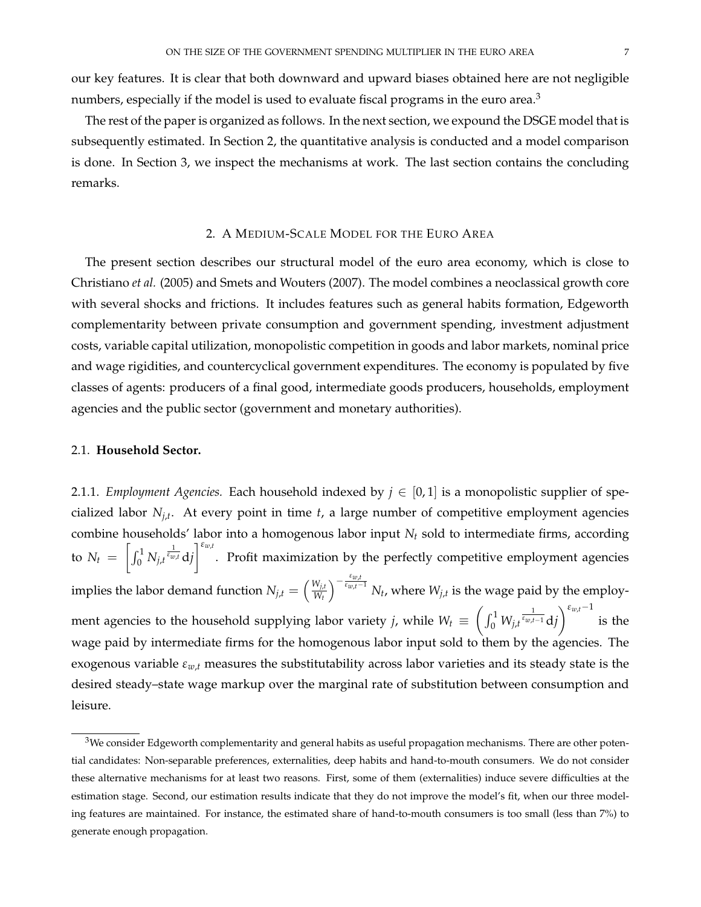our key features. It is clear that both downward and upward biases obtained here are not negligible numbers, especially if the model is used to evaluate fiscal programs in the euro area.[3]

The rest of the paper is organized as follows. In the next section, we expound the DSGE model that is subsequently estimated. In Section 2, the quantitative analysis is conducted and a model comparison is done. In Section 3, we inspect the mechanisms at work. The last section contains the concluding remarks.

## 2. A Medium-Scale Model for the Euro Area

The present section describes our structural model of the euro area economy, which is close to Christiano *et al.* (2005) and Smets and Wouters (2007). The model combines a neoclassical growth core with several shocks and frictions. It includes features such as general habits formation, Edgeworth complementarity between private consumption and government spending, investment adjustment costs, variable capital utilization, monopolistic competition in goods and labor markets, nominal price and wage rigidities, and countercyclical government expenditures. The economy is populated by five classes of agents: producers of a final good, intermediate goods producers, households, employment agencies and the public sector (government and monetary authorities).

### 2.1. **Household Sector.**

2.1.1. *Employment Agencies.* Each household indexed by $j \in [0,1]$ is a monopolistic supplier of specialized labor $N_{j,t}$. At every point in time $t$, a large number of competitive employment agencies combine households' labor into a homogenous labor input $N_t$ sold to intermediate firms, according to $N_t = \left[\int_0^1 N_{j,t}^{\frac{1}{\varepsilon_{w,t}}} \mathrm{d}j\right]^{\varepsilon_{w,t}}$. Profit maximization by the perfectly competitive employment agencies implies the labor demand function $N_{j,t} = \left(\frac{W_{j,t}}{W_t}\right)^{-\frac{\varepsilon_{w,t}}{\varepsilon_{w,t}-1}} N_t$, where $W_{j,t}$ is the wage paid by the employment agencies to the household supplying labor variety $j$, while $W_t \equiv \left(\int_0^1 W_{j,t}^{\frac{1}{\varepsilon_{w,t}-1}} \mathrm{d}j\right)^{\varepsilon_{w,t}-1}$ is the wage paid by intermediate firms for the homogenous labor input sold to them by the agencies. The exogenous variable $\varepsilon_{w,t}$ measures the substitutability across labor varieties and its steady state is the desired steady–state wage markup over the marginal rate of substitution between consumption and leisure.

[3]We consider Edgeworth complementarity and general habits as useful propagation mechanisms. There are other potential candidates: Non-separable preferences, externalities, deep habits and hand-to-mouth consumers. We do not consider these alternative mechanisms for at least two reasons. First, some of them (externalities) induce severe difficulties at the estimation stage. Second, our estimation results indicate that they do not improve the model's fit, when our three modeling features are maintained. For instance, the estimated share of hand-to-mouth consumers is too small (less than 7%) to generate enough propagation.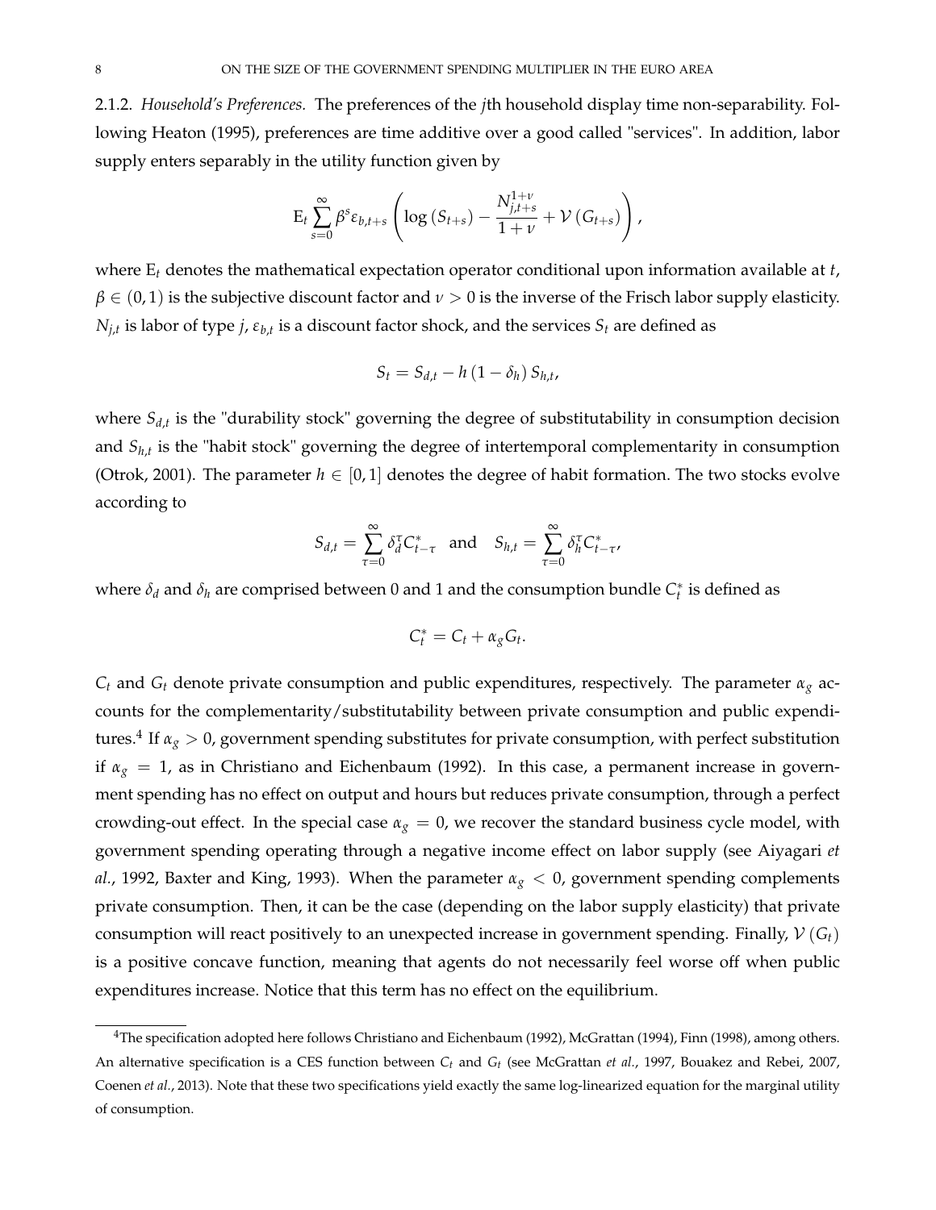2.1.2. *Household's Preferences.* The preferences of the $j$th household display time non-separability. Following Heaton (1995), preferences are time additive over a good called "services". In addition, labor supply enters separably in the utility function given by

$$\mathrm{E}_t \sum_{s=0}^{\infty} \beta^s \varepsilon_{b,t+s} \left( \log\left(S_{t+s}\right) - \frac{N_{j,t+s}^{1+\nu}}{1+\nu} + \mathcal{V}\left(G_{t+s}\right) \right),$$

where $\mathrm{E}_t$ denotes the mathematical expectation operator conditional upon information available at $t$, $\beta \in (0,1)$ is the subjective discount factor and $\nu > 0$ is the inverse of the Frisch labor supply elasticity. $N_{j,t}$ is labor of type $j$, $\varepsilon_{b,t}$ is a discount factor shock, and the services $S_t$ are defined as

$$S_t = S_{d,t} - h\left(1 - \delta_h\right) S_{h,t},$$

where $S_{d,t}$ is the "durability stock" governing the degree of substitutability in consumption decision and $S_{h,t}$ is the "habit stock" governing the degree of intertemporal complementarity in consumption (Otrok, 2001). The parameter $h \in [0,1]$ denotes the degree of habit formation. The two stocks evolve according to

$$S_{d,t} = \sum_{\tau=0}^{\infty} \delta_d^{\tau} C_{t-\tau}^{*} \quad \text{and} \quad S_{h,t} = \sum_{\tau=0}^{\infty} \delta_h^{\tau} C_{t-\tau}^{*},$$

where $\delta_d$ and $\delta_h$ are comprised between 0 and 1 and the consumption bundle $C_t^*$ is defined as

$$C_t^* = C_t + \alpha_g G_t.$$

$C_t$ and $G_t$ denote private consumption and public expenditures, respectively. The parameter $\alpha_g$ accounts for the complementarity/substitutability between private consumption and public expenditures.[4] If $\alpha_g > 0$, government spending substitutes for private consumption, with perfect substitution if $\alpha_g = 1$, as in Christiano and Eichenbaum (1992). In this case, a permanent increase in government spending has no effect on output and hours but reduces private consumption, through a perfect crowding-out effect. In the special case $\alpha_g = 0$, we recover the standard business cycle model, with government spending operating through a negative income effect on labor supply (see Aiyagari *et al.*, 1992, Baxter and King, 1993). When the parameter $\alpha_g < 0$, government spending complements private consumption. Then, it can be the case (depending on the labor supply elasticity) that private consumption will react positively to an unexpected increase in government spending. Finally, $\mathcal{V}\left(G_t\right)$ is a positive concave function, meaning that agents do not necessarily feel worse off when public expenditures increase. Notice that this term has no effect on the equilibrium.

[4] The specification adopted here follows Christiano and Eichenbaum (1992), McGrattan (1994), Finn (1998), among others. An alternative specification is a CES function between $C_t$ and $G_t$ (see McGrattan *et al.*, 1997, Bouakez and Rebei, 2007, Coenen *et al.*, 2013). Note that these two specifications yield exactly the same log-linearized equation for the marginal utility of consumption.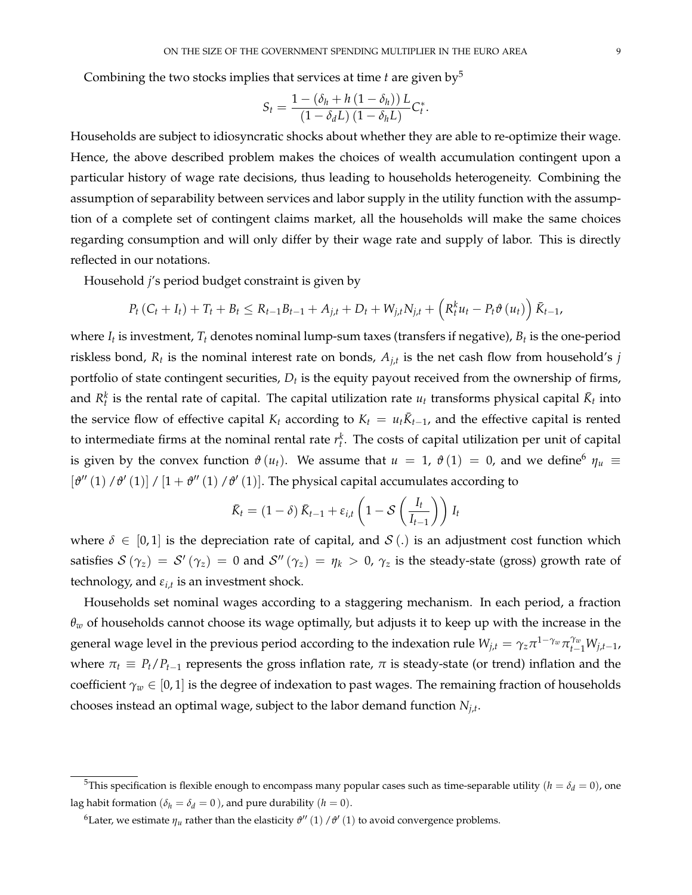Combining the two stocks implies that services at time $t$ are given by[5]

$$S_t = \frac{1 - (\delta_h + h(1-\delta_h))L}{(1-\delta_d L)(1-\delta_h L)} C_t^*.$$

Households are subject to idiosyncratic shocks about whether they are able to re-optimize their wage. Hence, the above described problem makes the choices of wealth accumulation contingent upon a particular history of wage rate decisions, thus leading to households heterogeneity. Combining the assumption of separability between services and labor supply in the utility function with the assumption of a complete set of contingent claims market, all the households will make the same choices regarding consumption and will only differ by their wage rate and supply of labor. This is directly reflected in our notations.

Household $j$'s period budget constraint is given by

$$P_t(C_t + I_t) + T_t + B_t \leq R_{t-1}B_{t-1} + A_{j,t} + D_t + W_{j,t}N_{j,t} + \left(R_t^k u_t - P_t \vartheta(u_t)\right)\bar{K}_{t-1},$$

where $I_t$ is investment, $T_t$ denotes nominal lump-sum taxes (transfers if negative), $B_t$ is the one-period riskless bond, $R_t$ is the nominal interest rate on bonds, $A_{j,t}$ is the net cash flow from household's $j$ portfolio of state contingent securities, $D_t$ is the equity payout received from the ownership of firms, and $R_t^k$ is the rental rate of capital. The capital utilization rate $u_t$ transforms physical capital $\bar{K}_t$ into the service flow of effective capital $K_t$ according to $K_t = u_t\bar{K}_{t-1}$, and the effective capital is rented to intermediate firms at the nominal rental rate $r_t^k$. The costs of capital utilization per unit of capital is given by the convex function $\vartheta(u_t)$. We assume that $u = 1$, $\vartheta(1) = 0$, and we define[6] $\eta_u \equiv [\vartheta''(1)/\vartheta'(1)]/[1 + \vartheta''(1)/\vartheta'(1)]$. The physical capital accumulates according to

$$\bar{K}_t = (1-\delta)\bar{K}_{t-1} + \varepsilon_{i,t}\left(1 - \mathcal{S}\left(\frac{I_t}{I_{t-1}}\right)\right)I_t$$

where $\delta \in [0,1]$ is the depreciation rate of capital, and $\mathcal{S}(.)$ is an adjustment cost function which satisfies $\mathcal{S}(\gamma_z) = \mathcal{S}'(\gamma_z) = 0$ and $\mathcal{S}''(\gamma_z) = \eta_k > 0$, $\gamma_z$ is the steady-state (gross) growth rate of technology, and $\varepsilon_{i,t}$ is an investment shock.

Households set nominal wages according to a staggering mechanism. In each period, a fraction $\theta_w$ of households cannot choose its wage optimally, but adjusts it to keep up with the increase in the general wage level in the previous period according to the indexation rule $W_{j,t} = \gamma_z \pi^{1-\gamma_w}\pi_{t-1}^{\gamma_w} W_{j,t-1}$, where $\pi_t \equiv P_t/P_{t-1}$ represents the gross inflation rate, $\pi$ is steady-state (or trend) inflation and the coefficient $\gamma_w \in [0,1]$ is the degree of indexation to past wages. The remaining fraction of households chooses instead an optimal wage, subject to the labor demand function $N_{j,t}$.

[5]This specification is flexible enough to encompass many popular cases such as time-separable utility ($h = \delta_d = 0$), one lag habit formation ($\delta_h = \delta_d = 0$), and pure durability ($h = 0$).

[6]Later, we estimate $\eta_u$ rather than the elasticity $\vartheta''(1)/\vartheta'(1)$ to avoid convergence problems.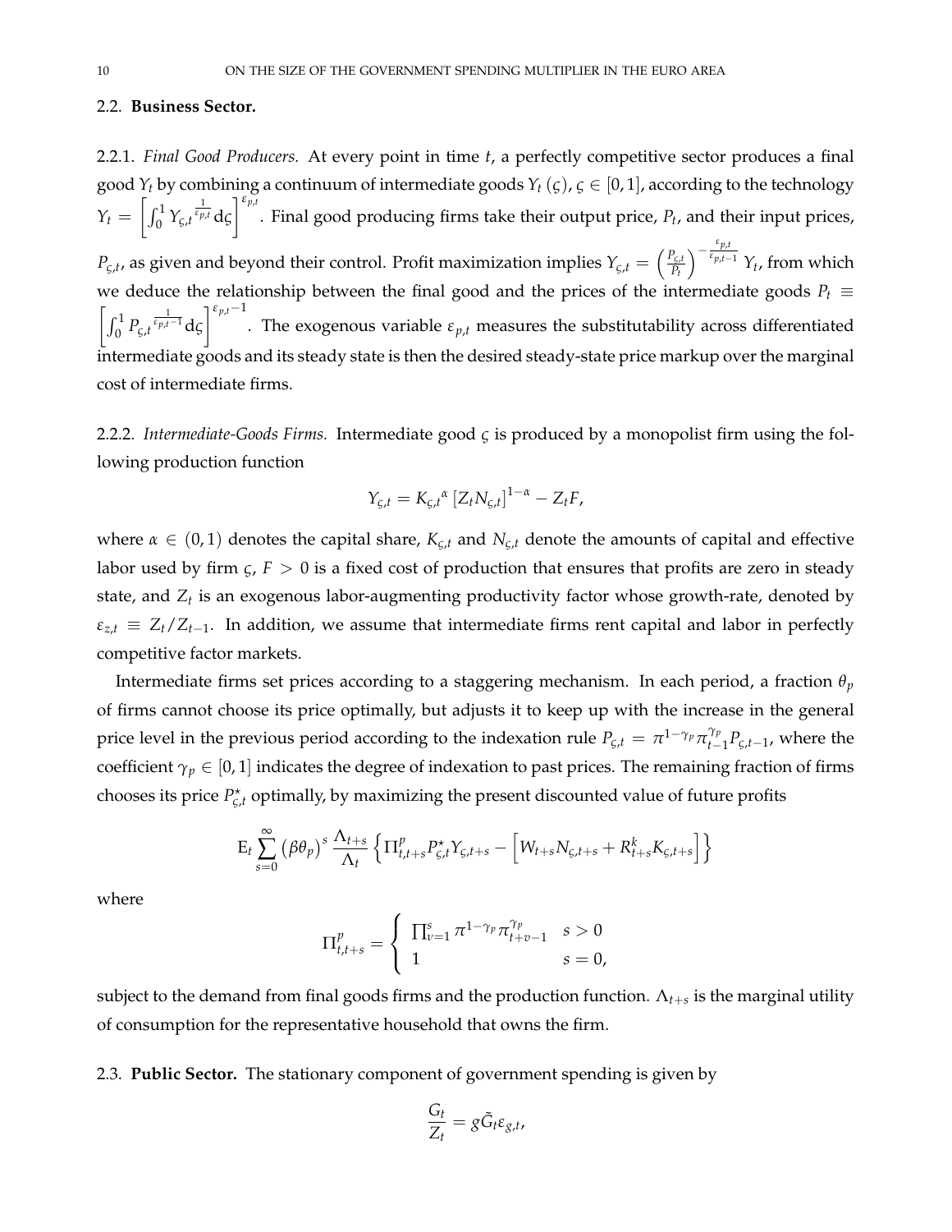### 2.2. **Business Sector.**

2.2.1. *Final Good Producers.* At every point in time $t$, a perfectly competitive sector produces a final good $Y_t$ by combining a continuum of intermediate goods $Y_t(\varsigma)$, $\varsigma \in [0,1]$, according to the technology $Y_t = \left[\int_0^1 Y_{\varsigma,t}{}^{\frac{1}{\varepsilon_{p,t}}} \mathrm{d}\varsigma\right]^{\varepsilon_{p,t}}$. Final good producing firms take their output price, $P_t$, and their input prices, $P_{\varsigma,t}$, as given and beyond their control. Profit maximization implies $Y_{\varsigma,t} = \left(\frac{P_{\varsigma,t}}{P_t}\right)^{-\frac{\varepsilon_{p,t}}{\varepsilon_{p,t}-1}} Y_t$, from which we deduce the relationship between the final good and the prices of the intermediate goods $P_t \equiv \left[\int_0^1 P_{\varsigma,t}{}^{\frac{1}{\varepsilon_{p,t}-1}} \mathrm{d}\varsigma\right]^{\varepsilon_{p,t}-1}$. The exogenous variable $\varepsilon_{p,t}$ measures the substitutability across differentiated intermediate goods and its steady state is then the desired steady-state price markup over the marginal cost of intermediate firms.

2.2.2. *Intermediate-Goods Firms.* Intermediate good $\varsigma$ is produced by a monopolist firm using the following production function

$$
Y_{\varsigma,t} = K_{\varsigma,t}{}^{\alpha} \left[Z_t N_{\varsigma,t}\right]^{1-\alpha} - Z_t F,
$$

where $\alpha \in (0,1)$ denotes the capital share, $K_{\varsigma,t}$ and $N_{\varsigma,t}$ denote the amounts of capital and effective labor used by firm $\varsigma$, $F > 0$ is a fixed cost of production that ensures that profits are zero in steady state, and $Z_t$ is an exogenous labor-augmenting productivity factor whose growth-rate, denoted by $\varepsilon_{z,t} \equiv Z_t / Z_{t-1}$. In addition, we assume that intermediate firms rent capital and labor in perfectly competitive factor markets.

Intermediate firms set prices according to a staggering mechanism. In each period, a fraction $\theta_p$ of firms cannot choose its price optimally, but adjusts it to keep up with the increase in the general price level in the previous period according to the indexation rule $P_{\varsigma,t} = \pi^{1-\gamma_p}\pi_{t-1}^{\gamma_p} P_{\varsigma,t-1}$, where the coefficient $\gamma_p \in [0,1]$ indicates the degree of indexation to past prices. The remaining fraction of firms chooses its price $P^{\star}_{\varsigma,t}$ optimally, by maximizing the present discounted value of future profits

$$
\mathrm{E}_t \sum_{s=0}^{\infty} \left(\beta\theta_p\right)^s \frac{\Lambda_{t+s}}{\Lambda_t} \left\{ \Pi^p_{t,t+s} P^{\star}_{\varsigma,t} Y_{\varsigma,t+s} - \left[W_{t+s} N_{\varsigma,t+s} + R^k_{t+s} K_{\varsigma,t+s}\right] \right\}
$$

where

$$
\Pi^p_{t,t+s} = \begin{cases} \prod_{\nu=1}^{s} \pi^{1-\gamma_p} \pi_{t+v-1}^{\gamma_p} & s > 0 \\ 1 & s = 0, \end{cases}
$$

subject to the demand from final goods firms and the production function. $\Lambda_{t+s}$ is the marginal utility of consumption for the representative household that owns the firm.

### 2.3. **Public Sector.**

The stationary component of government spending is given by

$$
\frac{G_t}{Z_t} = g \tilde{G}_t \varepsilon_{g,t},
$$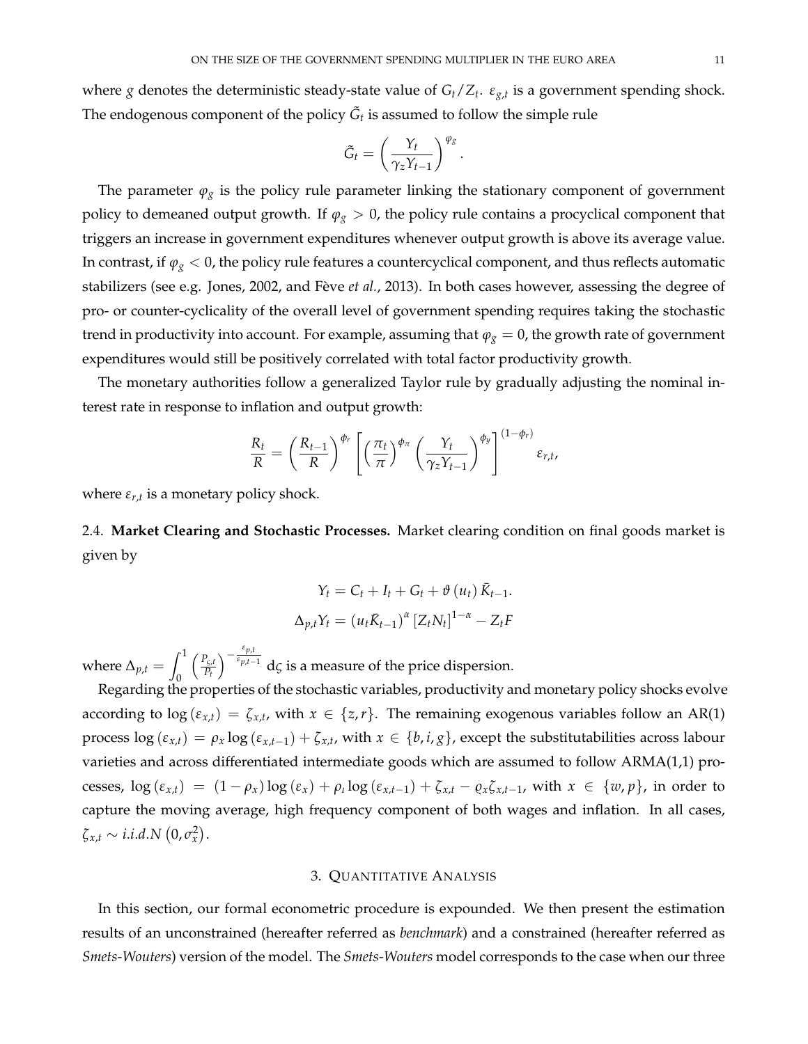where $g$ denotes the deterministic steady-state value of $G_t/Z_t$. $\varepsilon_{g,t}$ is a government spending shock. The endogenous component of the policy $\tilde{G}_t$ is assumed to follow the simple rule

$$\tilde{G}_t = \left( \frac{Y_t}{\gamma_z Y_{t-1}} \right)^{\varphi_g}.$$

The parameter $\varphi_g$ is the policy rule parameter linking the stationary component of government policy to demeaned output growth. If $\varphi_g > 0$, the policy rule contains a procyclical component that triggers an increase in government expenditures whenever output growth is above its average value. In contrast, if $\varphi_g < 0$, the policy rule features a countercyclical component, and thus reflects automatic stabilizers (see e.g. Jones, 2002, and Fève *et al.*, 2013). In both cases however, assessing the degree of pro- or counter-cyclicality of the overall level of government spending requires taking the stochastic trend in productivity into account. For example, assuming that $\varphi_g = 0$, the growth rate of government expenditures would still be positively correlated with total factor productivity growth.

The monetary authorities follow a generalized Taylor rule by gradually adjusting the nominal interest rate in response to inflation and output growth:

$$\frac{R_t}{R} = \left( \frac{R_{t-1}}{R} \right)^{\phi_r} \left[ \left( \frac{\pi_t}{\pi} \right)^{\phi_\pi} \left( \frac{Y_t}{\gamma_z Y_{t-1}} \right)^{\phi_y} \right]^{(1-\phi_r)} \varepsilon_{r,t},$$

where $\varepsilon_{r,t}$ is a monetary policy shock.

2.4. **Market Clearing and Stochastic Processes.** Market clearing condition on final goods market is given by

$$Y_t = C_t + I_t + G_t + \vartheta(u_t) \bar{K}_{t-1}.$$

$$\Delta_{p,t} Y_t = (u_t \bar{K}_{t-1})^\alpha [Z_t N_t]^{1-\alpha} - Z_t F$$

where $\Delta_{p,t} = \int_0^1 \left( \frac{P_{\varsigma,t}}{P_t} \right)^{-\frac{\varepsilon_{p,t}}{\varepsilon_{p,t-1}}} \mathrm{d}\varsigma$ is a measure of the price dispersion.

Regarding the properties of the stochastic variables, productivity and monetary policy shocks evolve according to $\log(\varepsilon_{x,t}) = \zeta_{x,t}$, with $x \in \{z, r\}$. The remaining exogenous variables follow an AR(1) process $\log(\varepsilon_{x,t}) = \rho_x \log(\varepsilon_{x,t-1}) + \zeta_{x,t}$, with $x \in \{b, i, g\}$, except the substitutabilities across labour varieties and across differentiated intermediate goods which are assumed to follow ARMA(1,1) processes, $\log(\varepsilon_{x,t}) = (1-\rho_x)\log(\varepsilon_x) + \rho_\iota \log(\varepsilon_{x,t-1}) + \zeta_{x,t} - \varrho_x \zeta_{x,t-1}$, with $x \in \{w, p\}$, in order to capture the moving average, high frequency component of both wages and inflation. In all cases, $\zeta_{x,t} \sim i.i.d.N(0, \sigma_x^2)$.

## 3. Quantitative Analysis

In this section, our formal econometric procedure is expounded. We then present the estimation results of an unconstrained (hereafter referred as *benchmark*) and a constrained (hereafter referred as *Smets-Wouters*) version of the model. The *Smets-Wouters* model corresponds to the case when our three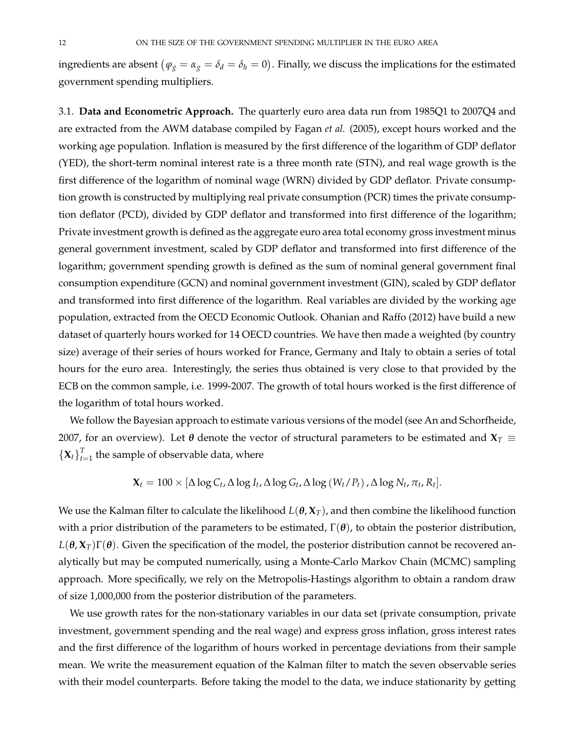ingredients are absent $\left(\varphi_g = \alpha_g = \delta_d = \delta_h = 0\right)$. Finally, we discuss the implications for the estimated government spending multipliers.

3.1. **Data and Econometric Approach.** The quarterly euro area data run from 1985Q1 to 2007Q4 and are extracted from the AWM database compiled by Fagan *et al.* (2005), except hours worked and the working age population. Inflation is measured by the first difference of the logarithm of GDP deflator (YED), the short-term nominal interest rate is a three month rate (STN), and real wage growth is the first difference of the logarithm of nominal wage (WRN) divided by GDP deflator. Private consumption growth is constructed by multiplying real private consumption (PCR) times the private consumption deflator (PCD), divided by GDP deflator and transformed into first difference of the logarithm; Private investment growth is defined as the aggregate euro area total economy gross investment minus general government investment, scaled by GDP deflator and transformed into first difference of the logarithm; government spending growth is defined as the sum of nominal general government final consumption expenditure (GCN) and nominal government investment (GIN), scaled by GDP deflator and transformed into first difference of the logarithm. Real variables are divided by the working age population, extracted from the OECD Economic Outlook. Ohanian and Raffo (2012) have build a new dataset of quarterly hours worked for 14 OECD countries. We have then made a weighted (by country size) average of their series of hours worked for France, Germany and Italy to obtain a series of total hours for the euro area. Interestingly, the series thus obtained is very close to that provided by the ECB on the common sample, i.e. 1999-2007. The growth of total hours worked is the first difference of the logarithm of total hours worked.

We follow the Bayesian approach to estimate various versions of the model (see An and Schorfheide, 2007, for an overview). Let $\boldsymbol{\theta}$ denote the vector of structural parameters to be estimated and $\mathbf{X}_T \equiv \{\mathbf{X}_t\}_{t=1}^{T}$ the sample of observable data, where

$$\mathbf{X}_t = 100 \times [\Delta \log C_t, \Delta \log I_t, \Delta \log G_t, \Delta \log \left(W_t/P_t\right), \Delta \log N_t, \pi_t, R_t].$$

We use the Kalman filter to calculate the likelihood $L(\boldsymbol{\theta}, \mathbf{X}_T)$, and then combine the likelihood function with a prior distribution of the parameters to be estimated, $\Gamma(\boldsymbol{\theta})$, to obtain the posterior distribution, $L(\boldsymbol{\theta}, \mathbf{X}_T)\Gamma(\boldsymbol{\theta})$. Given the specification of the model, the posterior distribution cannot be recovered analytically but may be computed numerically, using a Monte-Carlo Markov Chain (MCMC) sampling approach. More specifically, we rely on the Metropolis-Hastings algorithm to obtain a random draw of size 1,000,000 from the posterior distribution of the parameters.

We use growth rates for the non-stationary variables in our data set (private consumption, private investment, government spending and the real wage) and express gross inflation, gross interest rates and the first difference of the logarithm of hours worked in percentage deviations from their sample mean. We write the measurement equation of the Kalman filter to match the seven observable series with their model counterparts. Before taking the model to the data, we induce stationarity by getting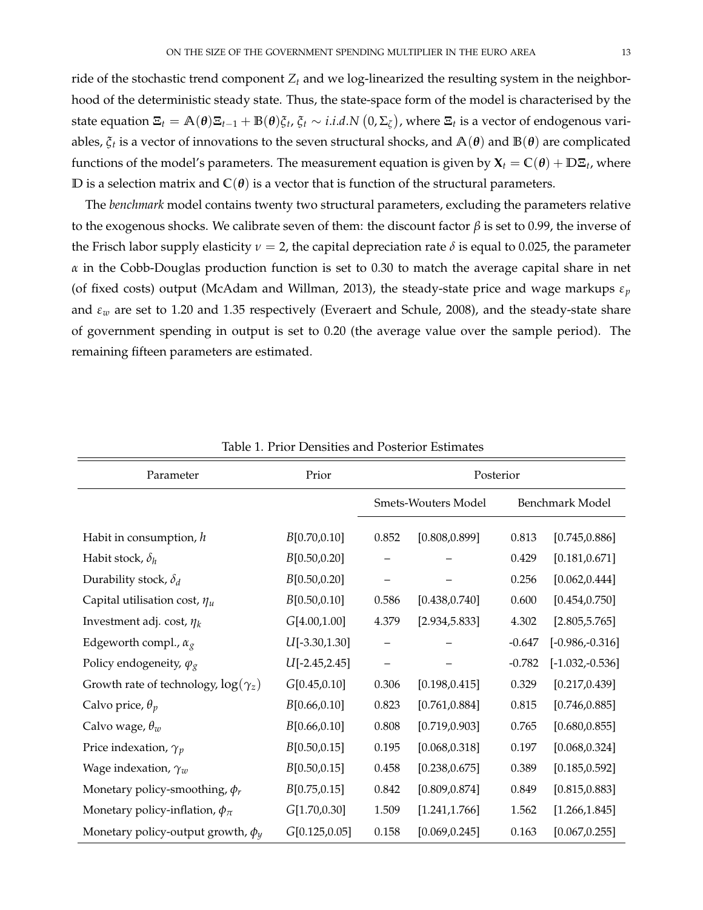ride of the stochastic trend component $Z_t$ and we log-linearized the resulting system in the neighborhood of the deterministic steady state. Thus, the state-space form of the model is characterised by the state equation $\Xi_t = \mathbb{A}(\boldsymbol{\theta})\Xi_{t-1} + \mathbb{B}(\boldsymbol{\theta})\xi_t$, $\xi_t \sim i.i.d.N\left(0, \Sigma_{\xi}\right)$, where $\Xi_t$ is a vector of endogenous variables, $\xi_t$ is a vector of innovations to the seven structural shocks, and $\mathbb{A}(\boldsymbol{\theta})$ and $\mathbb{B}(\boldsymbol{\theta})$ are complicated functions of the model's parameters. The measurement equation is given by $\mathbf{X}_t = \mathbb{C}(\boldsymbol{\theta}) + \mathbb{D}\Xi_t$, where $\mathbb{D}$ is a selection matrix and $\mathbb{C}(\boldsymbol{\theta})$ is a vector that is function of the structural parameters.

The *benchmark* model contains twenty two structural parameters, excluding the parameters relative to the exogenous shocks. We calibrate seven of them: the discount factor $\beta$ is set to 0.99, the inverse of the Frisch labor supply elasticity $\nu = 2$, the capital depreciation rate $\delta$ is equal to 0.025, the parameter $\alpha$ in the Cobb-Douglas production function is set to 0.30 to match the average capital share in net (of fixed costs) output (McAdam and Willman, 2013), the steady-state price and wage markups $\varepsilon_p$ and $\varepsilon_w$ are set to 1.20 and 1.35 respectively (Everaert and Schule, 2008), and the steady-state share of government spending in output is set to 0.20 (the average value over the sample period). The remaining fifteen parameters are estimated.

Table 1. Prior Densities and Posterior Estimates

| Parameter | Prior | Posterior | | | |
|---|---|---|---|---|---|
| | | Smets-Wouters Model | | Benchmark Model | |
| Habit in consumption, $h$ | $B$[0.70,0.10] | 0.852 | [0.808,0.899] | 0.813 | [0.745,0.886] |
| Habit stock, $\delta_h$ | $B$[0.50,0.20] | – | – | 0.429 | [0.181,0.671] |
| Durability stock, $\delta_d$ | $B$[0.50,0.20] | – | – | 0.256 | [0.062,0.444] |
| Capital utilisation cost, $\eta_u$ | $B$[0.50,0.10] | 0.586 | [0.438,0.740] | 0.600 | [0.454,0.750] |
| Investment adj. cost, $\eta_k$ | $G$[4.00,1.00] | 4.379 | [2.934,5.833] | 4.302 | [2.805,5.765] |
| Edgeworth compl., $\alpha_g$ | $U$[-3.30,1.30] | – | – | -0.647 | [-0.986,-0.316] |
| Policy endogeneity, $\varphi_g$ | $U$[-2.45,2.45] | – | – | -0.782 | [-1.032,-0.536] |
| Growth rate of technology, $\log(\gamma_z)$ | $G$[0.45,0.10] | 0.306 | [0.198,0.415] | 0.329 | [0.217,0.439] |
| Calvo price, $\theta_p$ | $B$[0.66,0.10] | 0.823 | [0.761,0.884] | 0.815 | [0.746,0.885] |
| Calvo wage, $\theta_w$ | $B$[0.66,0.10] | 0.808 | [0.719,0.903] | 0.765 | [0.680,0.855] |
| Price indexation, $\gamma_p$ | $B$[0.50,0.15] | 0.195 | [0.068,0.318] | 0.197 | [0.068,0.324] |
| Wage indexation, $\gamma_w$ | $B$[0.50,0.15] | 0.458 | [0.238,0.675] | 0.389 | [0.185,0.592] |
| Monetary policy-smoothing, $\phi_r$ | $B$[0.75,0.15] | 0.842 | [0.809,0.874] | 0.849 | [0.815,0.883] |
| Monetary policy-inflation, $\phi_\pi$ | $G$[1.70,0.30] | 1.509 | [1.241,1.766] | 1.562 | [1.266,1.845] |
| Monetary policy-output growth, $\phi_y$ | $G$[0.125,0.05] | 0.158 | [0.069,0.245] | 0.163 | [0.067,0.255] |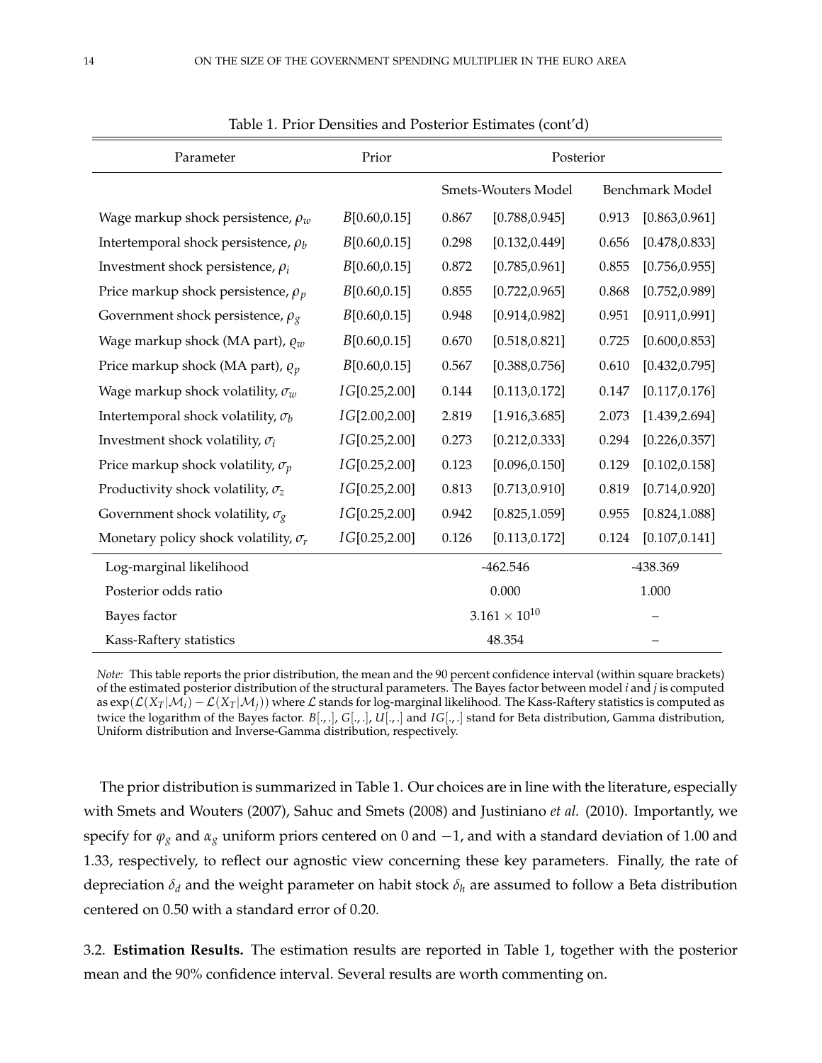Table 1. Prior Densities and Posterior Estimates (cont'd)

| Parameter | Prior | Posterior | | | |
|---|---|---|---|---|---|
| | | Smets-Wouters Model | | Benchmark Model | |
| Wage markup shock persistence, $\rho_w$ | $B$[0.60,0.15] | 0.867 | [0.788,0.945] | 0.913 | [0.863,0.961] |
| Intertemporal shock persistence, $\rho_b$ | $B$[0.60,0.15] | 0.298 | [0.132,0.449] | 0.656 | [0.478,0.833] |
| Investment shock persistence, $\rho_i$ | $B$[0.60,0.15] | 0.872 | [0.785,0.961] | 0.855 | [0.756,0.955] |
| Price markup shock persistence, $\rho_p$ | $B$[0.60,0.15] | 0.855 | [0.722,0.965] | 0.868 | [0.752,0.989] |
| Government shock persistence, $\rho_g$ | $B$[0.60,0.15] | 0.948 | [0.914,0.982] | 0.951 | [0.911,0.991] |
| Wage markup shock (MA part), $\varrho_w$ | $B$[0.60,0.15] | 0.670 | [0.518,0.821] | 0.725 | [0.600,0.853] |
| Price markup shock (MA part), $\varrho_p$ | $B$[0.60,0.15] | 0.567 | [0.388,0.756] | 0.610 | [0.432,0.795] |
| Wage markup shock volatility, $\sigma_w$ | $IG$[0.25,2.00] | 0.144 | [0.113,0.172] | 0.147 | [0.117,0.176] |
| Intertemporal shock volatility, $\sigma_b$ | $IG$[2.00,2.00] | 2.819 | [1.916,3.685] | 2.073 | [1.439,2.694] |
| Investment shock volatility, $\sigma_i$ | $IG$[0.25,2.00] | 0.273 | [0.212,0.333] | 0.294 | [0.226,0.357] |
| Price markup shock volatility, $\sigma_p$ | $IG$[0.25,2.00] | 0.123 | [0.096,0.150] | 0.129 | [0.102,0.158] |
| Productivity shock volatility, $\sigma_z$ | $IG$[0.25,2.00] | 0.813 | [0.713,0.910] | 0.819 | [0.714,0.920] |
| Government shock volatility, $\sigma_g$ | $IG$[0.25,2.00] | 0.942 | [0.825,1.059] | 0.955 | [0.824,1.088] |
| Monetary policy shock volatility, $\sigma_r$ | $IG$[0.25,2.00] | 0.126 | [0.113,0.172] | 0.124 | [0.107,0.141] |
| Log-marginal likelihood | | -462.546 | | -438.369 | |
| Posterior odds ratio | | 0.000 | | 1.000 | |
| Bayes factor | | $3.161 \times 10^{10}$ | | – | |
| Kass-Raftery statistics | | 48.354 | | – | |

*Note:* This table reports the prior distribution, the mean and the 90 percent confidence interval (within square brackets) of the estimated posterior distribution of the structural parameters. The Bayes factor between model $i$ and $j$ is computed as $\exp(\mathcal{L}(X_T|\mathcal{M}_i) - \mathcal{L}(X_T|\mathcal{M}_j))$ where $\mathcal{L}$ stands for log-marginal likelihood. The Kass-Raftery statistics is computed as twice the logarithm of the Bayes factor. $B[.,.]$, $G[.,.]$, $U[.,.]$ and $IG[.,.]$ stand for Beta distribution, Gamma distribution, Uniform distribution and Inverse-Gamma distribution, respectively.

The prior distribution is summarized in Table 1. Our choices are in line with the literature, especially with Smets and Wouters (2007), Sahuc and Smets (2008) and Justiniano *et al.* (2010). Importantly, we specify for $\varphi_g$ and $\alpha_g$ uniform priors centered on 0 and $-1$, and with a standard deviation of 1.00 and 1.33, respectively, to reflect our agnostic view concerning these key parameters. Finally, the rate of depreciation $\delta_d$ and the weight parameter on habit stock $\delta_h$ are assumed to follow a Beta distribution centered on 0.50 with a standard error of 0.20.

3.2. **Estimation Results.** The estimation results are reported in Table 1, together with the posterior mean and the 90% confidence interval. Several results are worth commenting on.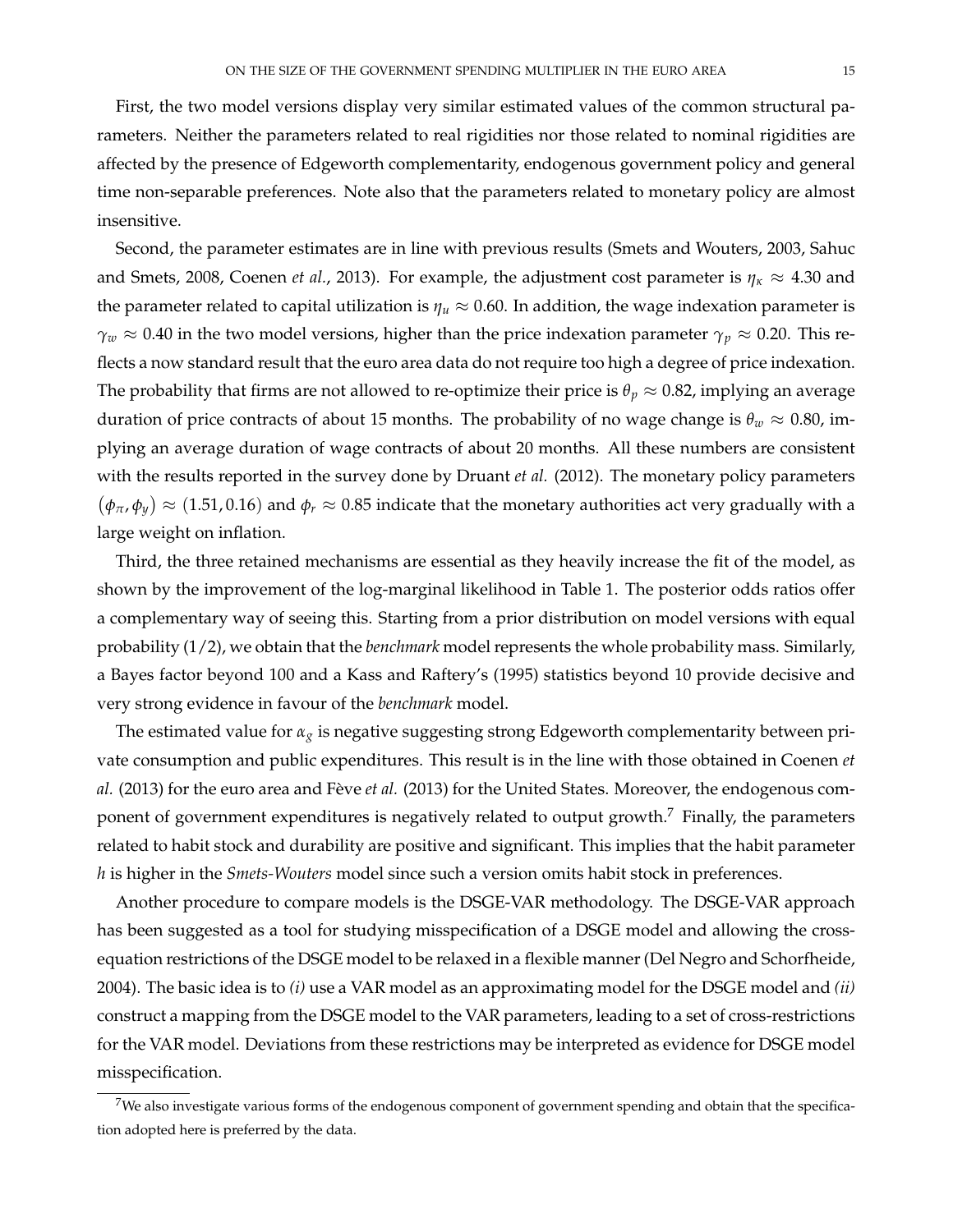First, the two model versions display very similar estimated values of the common structural parameters. Neither the parameters related to real rigidities nor those related to nominal rigidities are affected by the presence of Edgeworth complementarity, endogenous government policy and general time non-separable preferences. Note also that the parameters related to monetary policy are almost insensitive.

Second, the parameter estimates are in line with previous results (Smets and Wouters, 2003, Sahuc and Smets, 2008, Coenen *et al.*, 2013). For example, the adjustment cost parameter is $\eta_\kappa \approx 4.30$ and the parameter related to capital utilization is $\eta_u \approx 0.60$. In addition, the wage indexation parameter is $\gamma_w \approx 0.40$ in the two model versions, higher than the price indexation parameter $\gamma_p \approx 0.20$. This reflects a now standard result that the euro area data do not require too high a degree of price indexation. The probability that firms are not allowed to re-optimize their price is $\theta_p \approx 0.82$, implying an average duration of price contracts of about 15 months. The probability of no wage change is $\theta_w \approx 0.80$, implying an average duration of wage contracts of about 20 months. All these numbers are consistent with the results reported in the survey done by Druant *et al.* (2012). The monetary policy parameters $(\phi_\pi, \phi_y) \approx (1.51, 0.16)$ and $\phi_r \approx 0.85$ indicate that the monetary authorities act very gradually with a large weight on inflation.

Third, the three retained mechanisms are essential as they heavily increase the fit of the model, as shown by the improvement of the log-marginal likelihood in Table 1. The posterior odds ratios offer a complementary way of seeing this. Starting from a prior distribution on model versions with equal probability (1/2), we obtain that the *benchmark* model represents the whole probability mass. Similarly, a Bayes factor beyond 100 and a Kass and Raftery's (1995) statistics beyond 10 provide decisive and very strong evidence in favour of the *benchmark* model.

The estimated value for $\alpha_g$ is negative suggesting strong Edgeworth complementarity between private consumption and public expenditures. This result is in the line with those obtained in Coenen *et al.* (2013) for the euro area and Fève *et al.* (2013) for the United States. Moreover, the endogenous component of government expenditures is negatively related to output growth.[7] Finally, the parameters related to habit stock and durability are positive and significant. This implies that the habit parameter $h$ is higher in the *Smets-Wouters* model since such a version omits habit stock in preferences.

Another procedure to compare models is the DSGE-VAR methodology. The DSGE-VAR approach has been suggested as a tool for studying misspecification of a DSGE model and allowing the cross-equation restrictions of the DSGE model to be relaxed in a flexible manner (Del Negro and Schorfheide, 2004). The basic idea is to *(i)* use a VAR model as an approximating model for the DSGE model and *(ii)* construct a mapping from the DSGE model to the VAR parameters, leading to a set of cross-restrictions for the VAR model. Deviations from these restrictions may be interpreted as evidence for DSGE model misspecification.

[7]We also investigate various forms of the endogenous component of government spending and obtain that the specification adopted here is preferred by the data.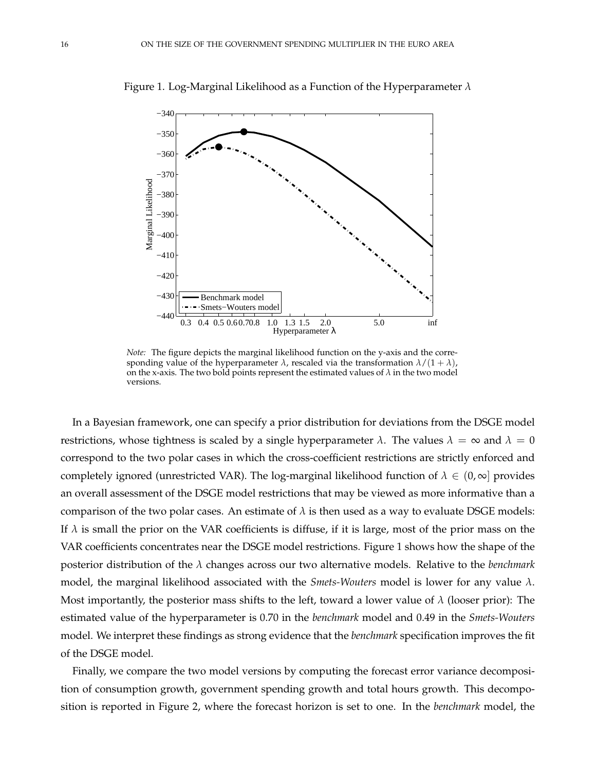Figure 1. Log-Marginal Likelihood as a Function of the Hyperparameter $\lambda$

*Note:* The figure depicts the marginal likelihood function on the y-axis and the corresponding value of the hyperparameter $\lambda$, rescaled via the transformation $\lambda/(1+\lambda)$, on the x-axis. The two bold points represent the estimated values of $\lambda$ in the two model versions.

In a Bayesian framework, one can specify a prior distribution for deviations from the DSGE model restrictions, whose tightness is scaled by a single hyperparameter $\lambda$. The values $\lambda = \infty$ and $\lambda = 0$ correspond to the two polar cases in which the cross-coefficient restrictions are strictly enforced and completely ignored (unrestricted VAR). The log-marginal likelihood function of $\lambda \in (0, \infty]$ provides an overall assessment of the DSGE model restrictions that may be viewed as more informative than a comparison of the two polar cases. An estimate of $\lambda$ is then used as a way to evaluate DSGE models: If $\lambda$ is small the prior on the VAR coefficients is diffuse, if it is large, most of the prior mass on the VAR coefficients concentrates near the DSGE model restrictions. Figure 1 shows how the shape of the posterior distribution of the $\lambda$ changes across our two alternative models. Relative to the *benchmark* model, the marginal likelihood associated with the *Smets-Wouters* model is lower for any value $\lambda$. Most importantly, the posterior mass shifts to the left, toward a lower value of $\lambda$ (looser prior): The estimated value of the hyperparameter is 0.70 in the *benchmark* model and 0.49 in the *Smets-Wouters* model. We interpret these findings as strong evidence that the *benchmark* specification improves the fit of the DSGE model.

Finally, we compare the two model versions by computing the forecast error variance decomposition of consumption growth, government spending growth and total hours growth. This decomposition is reported in Figure 2, where the forecast horizon is set to one. In the *benchmark* model, the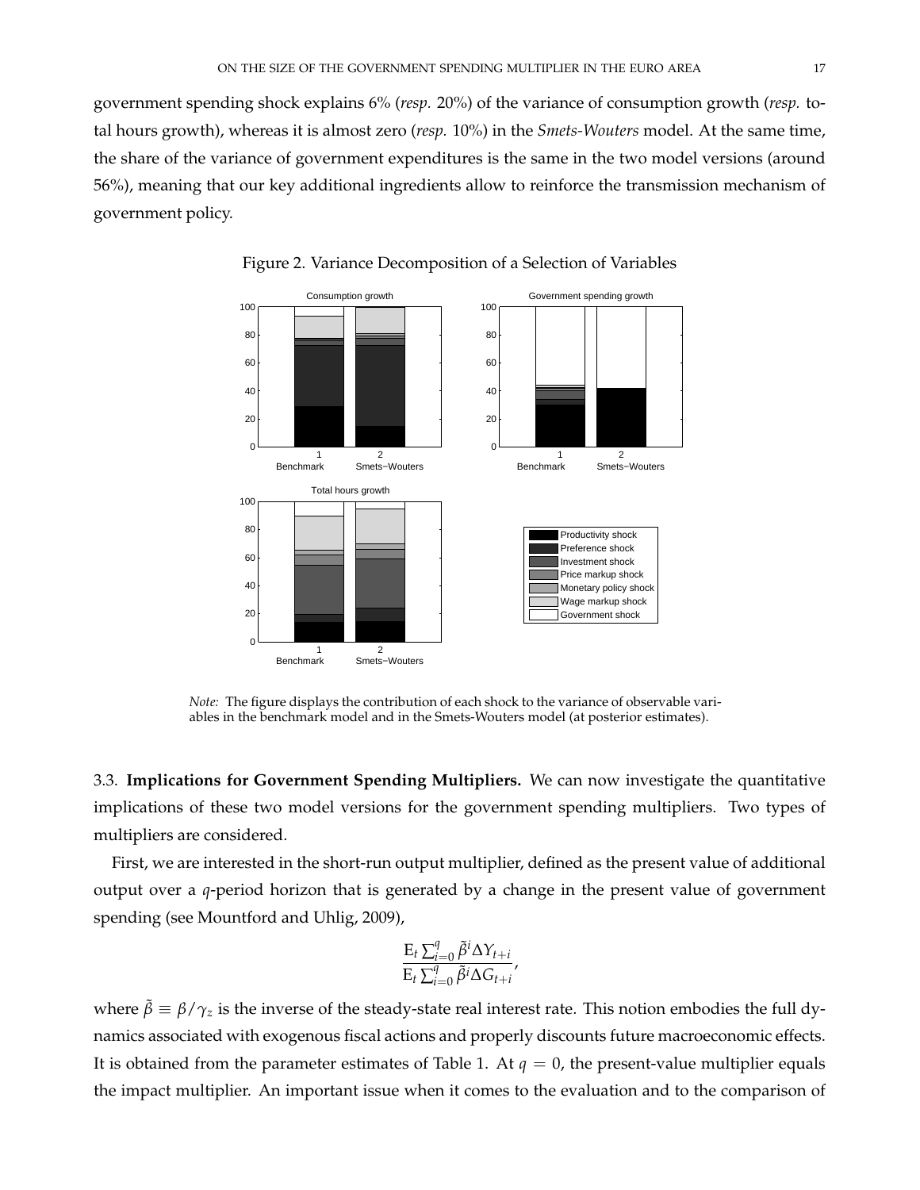government spending shock explains 6% (*resp.* 20%) of the variance of consumption growth (*resp.* total hours growth), whereas it is almost zero (*resp.* 10%) in the *Smets-Wouters* model. At the same time, the share of the variance of government expenditures is the same in the two model versions (around 56%), meaning that our key additional ingredients allow to reinforce the transmission mechanism of government policy.

Figure 2. Variance Decomposition of a Selection of Variables

*Note:* The figure displays the contribution of each shock to the variance of observable variables in the benchmark model and in the Smets-Wouters model (at posterior estimates).

3.3. **Implications for Government Spending Multipliers.** We can now investigate the quantitative implications of these two model versions for the government spending multipliers. Two types of multipliers are considered.

First, we are interested in the short-run output multiplier, defined as the present value of additional output over a $q$-period horizon that is generated by a change in the present value of government spending (see Mountford and Uhlig, 2009),

$$\frac{\mathrm{E}_t \sum_{i=0}^{q} \tilde{\beta}^i \Delta Y_{t+i}}{\mathrm{E}_t \sum_{i=0}^{q} \tilde{\beta}^i \Delta G_{t+i}},$$

where $\tilde{\beta} \equiv \beta/\gamma_z$ is the inverse of the steady-state real interest rate. This notion embodies the full dynamics associated with exogenous fiscal actions and properly discounts future macroeconomic effects. It is obtained from the parameter estimates of Table 1. At $q = 0$, the present-value multiplier equals the impact multiplier. An important issue when it comes to the evaluation and to the comparison of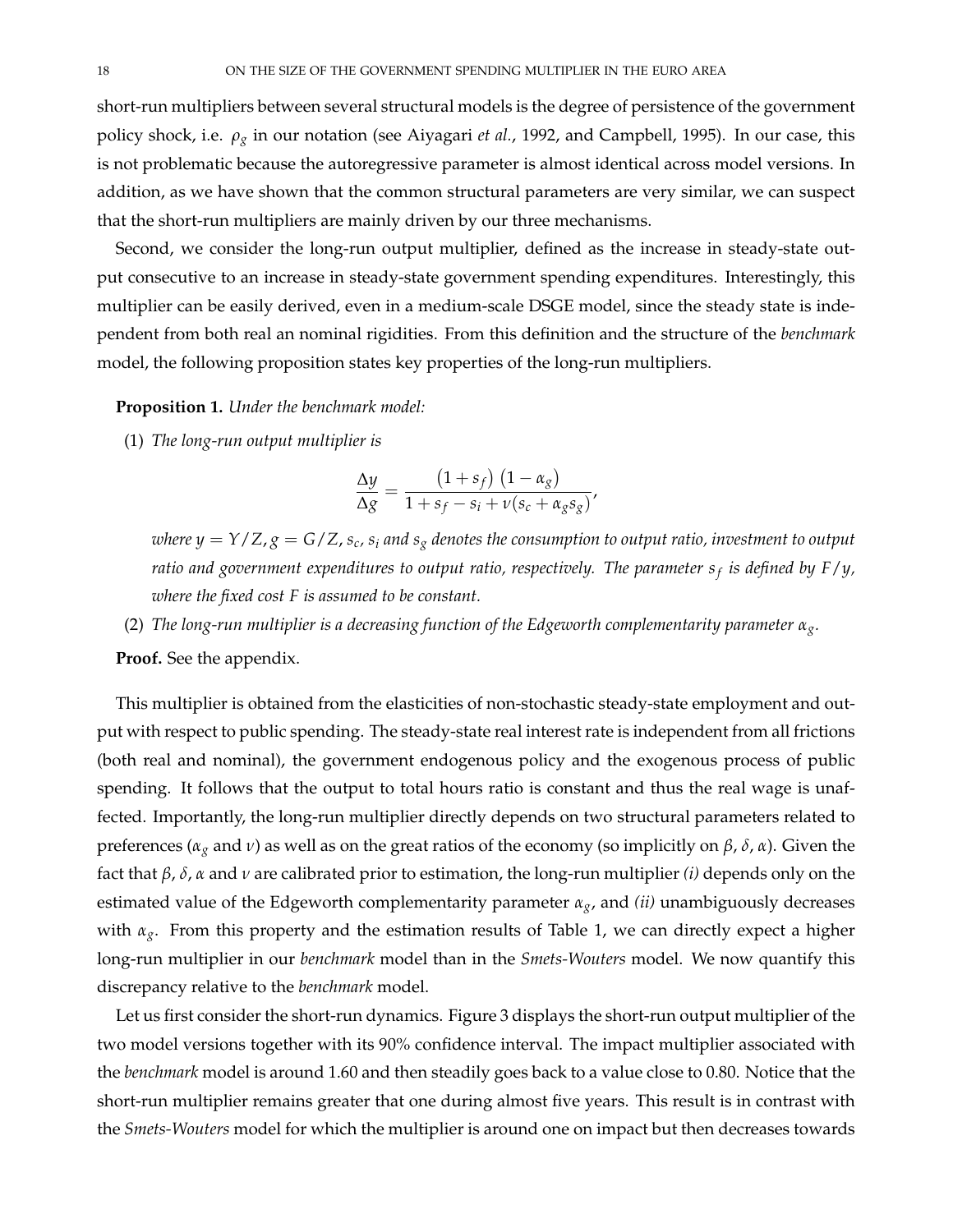short-run multipliers between several structural models is the degree of persistence of the government policy shock, i.e. $\rho_g$ in our notation (see Aiyagari *et al.*, 1992, and Campbell, 1995). In our case, this is not problematic because the autoregressive parameter is almost identical across model versions. In addition, as we have shown that the common structural parameters are very similar, we can suspect that the short-run multipliers are mainly driven by our three mechanisms.

Second, we consider the long-run output multiplier, defined as the increase in steady-state output consecutive to an increase in steady-state government spending expenditures. Interestingly, this multiplier can be easily derived, even in a medium-scale DSGE model, since the steady state is independent from both real an nominal rigidities. From this definition and the structure of the *benchmark* model, the following proposition states key properties of the long-run multipliers.

**Proposition 1.** *Under the benchmark model:*

(1) *The long-run output multiplier is*

$$\frac{\Delta y}{\Delta g} = \frac{\left(1+s_f\right)\left(1-\alpha_g\right)}{1+s_f-s_i+\nu(s_c+\alpha_g s_g)},$$

*where $y = Y/Z, g = G/Z$, $s_c$, $s_i$ and $s_g$ denotes the consumption to output ratio, investment to output ratio and government expenditures to output ratio, respectively. The parameter $s_f$ is defined by $F/y$, where the fixed cost $F$ is assumed to be constant.*

(2) *The long-run multiplier is a decreasing function of the Edgeworth complementarity parameter $\alpha_g$.*

**Proof.** See the appendix.

This multiplier is obtained from the elasticities of non-stochastic steady-state employment and output with respect to public spending. The steady-state real interest rate is independent from all frictions (both real and nominal), the government endogenous policy and the exogenous process of public spending. It follows that the output to total hours ratio is constant and thus the real wage is unaffected. Importantly, the long-run multiplier directly depends on two structural parameters related to preferences ($\alpha_g$ and $\nu$) as well as on the great ratios of the economy (so implicitly on $\beta$, $\delta$, $\alpha$). Given the fact that $\beta$, $\delta$, $\alpha$ and $\nu$ are calibrated prior to estimation, the long-run multiplier *(i)* depends only on the estimated value of the Edgeworth complementarity parameter $\alpha_g$, and *(ii)* unambiguously decreases with $\alpha_g$. From this property and the estimation results of Table 1, we can directly expect a higher long-run multiplier in our *benchmark* model than in the *Smets-Wouters* model. We now quantify this discrepancy relative to the *benchmark* model.

Let us first consider the short-run dynamics. Figure 3 displays the short-run output multiplier of the two model versions together with its 90% confidence interval. The impact multiplier associated with the *benchmark* model is around 1.60 and then steadily goes back to a value close to 0.80. Notice that the short-run multiplier remains greater that one during almost five years. This result is in contrast with the *Smets-Wouters* model for which the multiplier is around one on impact but then decreases towards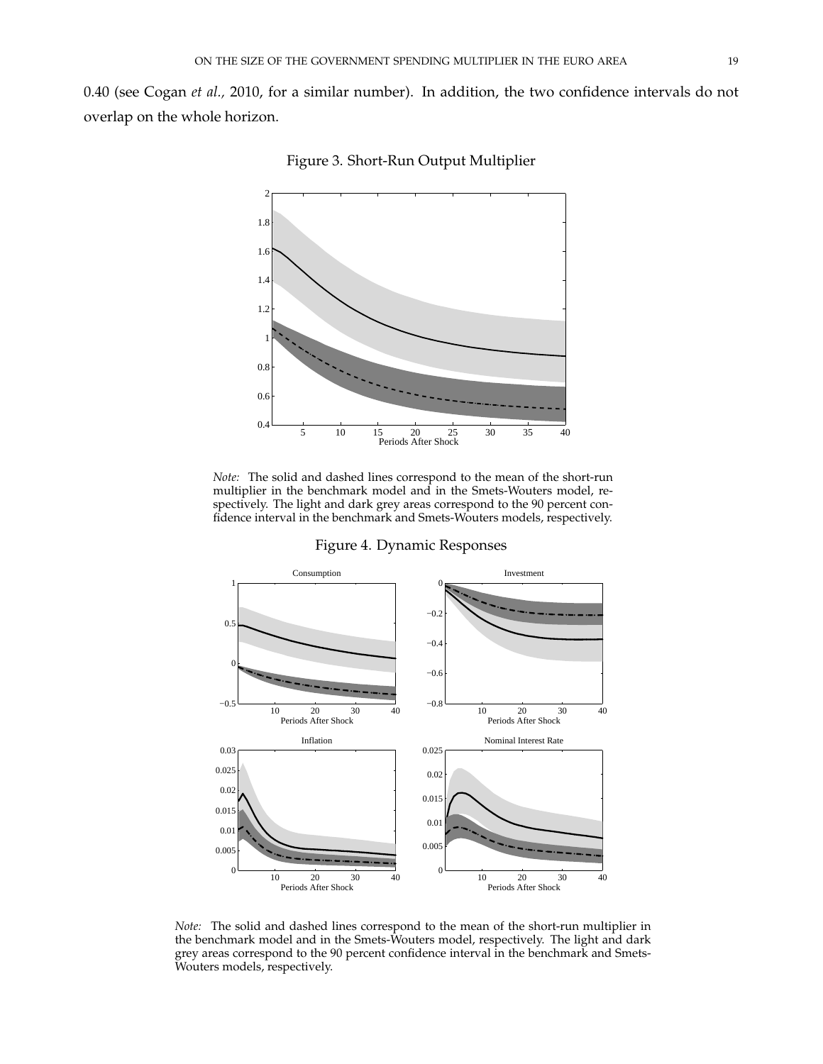0.40 (see Cogan *et al.*, 2010, for a similar number). In addition, the two confidence intervals do not overlap on the whole horizon.

Figure 3. Short-Run Output Multiplier

*Note:* The solid and dashed lines correspond to the mean of the short-run multiplier in the benchmark model and in the Smets-Wouters model, respectively. The light and dark grey areas correspond to the 90 percent confidence interval in the benchmark and Smets-Wouters models, respectively.

Figure 4. Dynamic Responses

*Note:* The solid and dashed lines correspond to the mean of the short-run multiplier in the benchmark model and in the Smets-Wouters model, respectively. The light and dark grey areas correspond to the 90 percent confidence interval in the benchmark and Smets-Wouters models, respectively.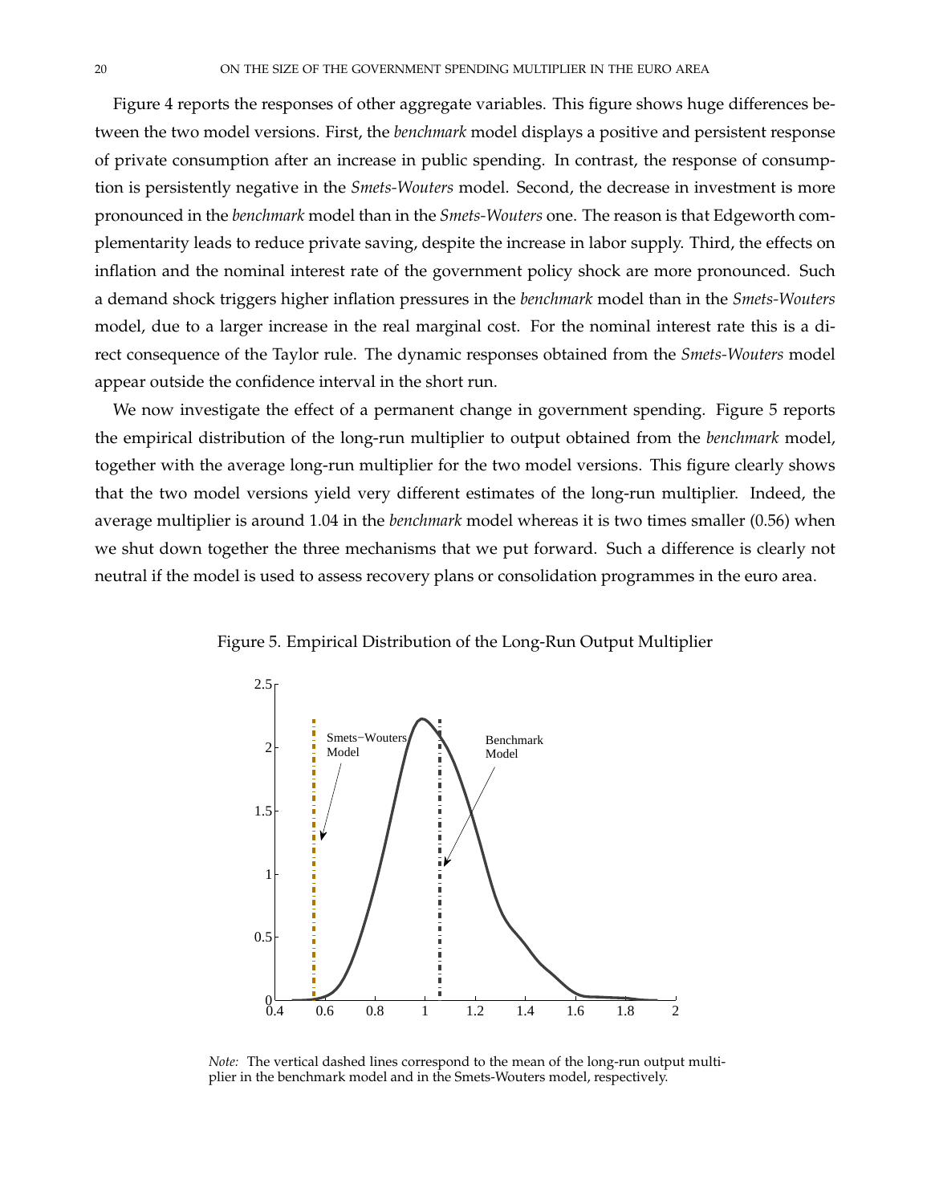Figure 4 reports the responses of other aggregate variables. This figure shows huge differences between the two model versions. First, the *benchmark* model displays a positive and persistent response of private consumption after an increase in public spending. In contrast, the response of consumption is persistently negative in the *Smets-Wouters* model. Second, the decrease in investment is more pronounced in the *benchmark* model than in the *Smets-Wouters* one. The reason is that Edgeworth complementarity leads to reduce private saving, despite the increase in labor supply. Third, the effects on inflation and the nominal interest rate of the government policy shock are more pronounced. Such a demand shock triggers higher inflation pressures in the *benchmark* model than in the *Smets-Wouters* model, due to a larger increase in the real marginal cost. For the nominal interest rate this is a direct consequence of the Taylor rule. The dynamic responses obtained from the *Smets-Wouters* model appear outside the confidence interval in the short run.

We now investigate the effect of a permanent change in government spending. Figure 5 reports the empirical distribution of the long-run multiplier to output obtained from the *benchmark* model, together with the average long-run multiplier for the two model versions. This figure clearly shows that the two model versions yield very different estimates of the long-run multiplier. Indeed, the average multiplier is around 1.04 in the *benchmark* model whereas it is two times smaller (0.56) when we shut down together the three mechanisms that we put forward. Such a difference is clearly not neutral if the model is used to assess recovery plans or consolidation programmes in the euro area.

Figure 5. Empirical Distribution of the Long-Run Output Multiplier

*Note:* The vertical dashed lines correspond to the mean of the long-run output multiplier in the benchmark model and in the Smets-Wouters model, respectively.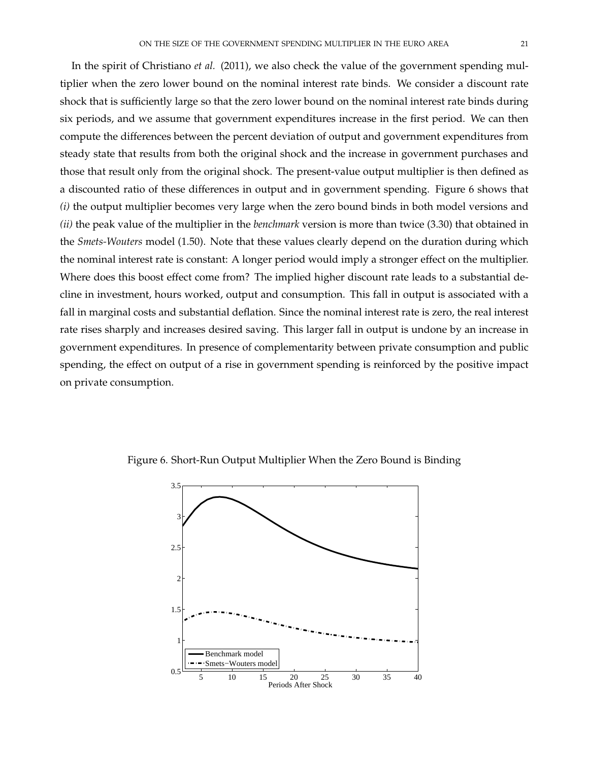In the spirit of Christiano *et al.* (2011), we also check the value of the government spending multiplier when the zero lower bound on the nominal interest rate binds. We consider a discount rate shock that is sufficiently large so that the zero lower bound on the nominal interest rate binds during six periods, and we assume that government expenditures increase in the first period. We can then compute the differences between the percent deviation of output and government expenditures from steady state that results from both the original shock and the increase in government purchases and those that result only from the original shock. The present-value output multiplier is then defined as a discounted ratio of these differences in output and in government spending. Figure 6 shows that *(i)* the output multiplier becomes very large when the zero bound binds in both model versions and *(ii)* the peak value of the multiplier in the *benchmark* version is more than twice (3.30) that obtained in the *Smets-Wouters* model (1.50). Note that these values clearly depend on the duration during which the nominal interest rate is constant: A longer period would imply a stronger effect on the multiplier. Where does this boost effect come from? The implied higher discount rate leads to a substantial decline in investment, hours worked, output and consumption. This fall in output is associated with a fall in marginal costs and substantial deflation. Since the nominal interest rate is zero, the real interest rate rises sharply and increases desired saving. This larger fall in output is undone by an increase in government expenditures. In presence of complementarity between private consumption and public spending, the effect on output of a rise in government spending is reinforced by the positive impact on private consumption.

Figure 6. Short-Run Output Multiplier When the Zero Bound is Binding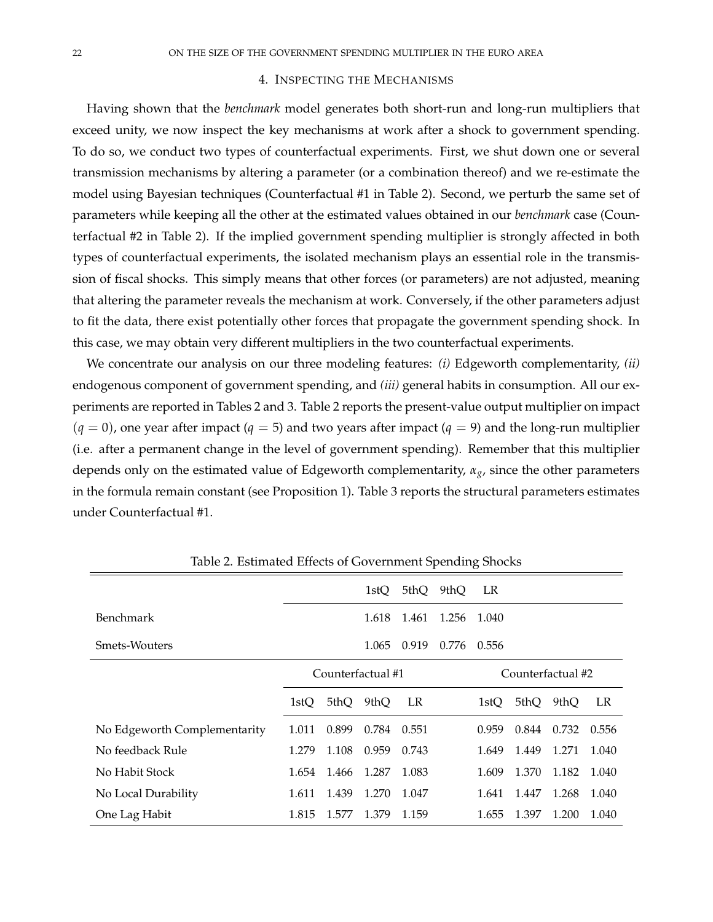## 4. Inspecting the Mechanisms

Having shown that the *benchmark* model generates both short-run and long-run multipliers that exceed unity, we now inspect the key mechanisms at work after a shock to government spending. To do so, we conduct two types of counterfactual experiments. First, we shut down one or several transmission mechanisms by altering a parameter (or a combination thereof) and we re-estimate the model using Bayesian techniques (Counterfactual #1 in Table 2). Second, we perturb the same set of parameters while keeping all the other at the estimated values obtained in our *benchmark* case (Counterfactual #2 in Table 2). If the implied government spending multiplier is strongly affected in both types of counterfactual experiments, the isolated mechanism plays an essential role in the transmission of fiscal shocks. This simply means that other forces (or parameters) are not adjusted, meaning that altering the parameter reveals the mechanism at work. Conversely, if the other parameters adjust to fit the data, there exist potentially other forces that propagate the government spending shock. In this case, we may obtain very different multipliers in the two counterfactual experiments.

We concentrate our analysis on our three modeling features: *(i)* Edgeworth complementarity, *(ii)* endogenous component of government spending, and *(iii)* general habits in consumption. All our experiments are reported in Tables 2 and 3. Table 2 reports the present-value output multiplier on impact ($q = 0$), one year after impact ($q = 5$) and two years after impact ($q = 9$) and the long-run multiplier (i.e. after a permanent change in the level of government spending). Remember that this multiplier depends only on the estimated value of Edgeworth complementarity, $\alpha_g$, since the other parameters in the formula remain constant (see Proposition 1). Table 3 reports the structural parameters estimates under Counterfactual #1.

Table 2. Estimated Effects of Government Spending Shocks

| | 1stQ | 5thQ | 9thQ | LR |
|---|---|---|---|---|
| Benchmark | 1.618 | 1.461 | 1.256 | 1.040 |
| Smets-Wouters | 1.065 | 0.919 | 0.776 | 0.556 |

| | Counterfactual #1 | | | | Counterfactual #2 | | | |
|---|---|---|---|---|---|---|---|---|
| | 1stQ | 5thQ | 9thQ | LR | 1stQ | 5thQ | 9thQ | LR |
| No Edgeworth Complementarity | 1.011 | 0.899 | 0.784 | 0.551 | 0.959 | 0.844 | 0.732 | 0.556 |
| No feedback Rule | 1.279 | 1.108 | 0.959 | 0.743 | 1.649 | 1.449 | 1.271 | 1.040 |
| No Habit Stock | 1.654 | 1.466 | 1.287 | 1.083 | 1.609 | 1.370 | 1.182 | 1.040 |
| No Local Durability | 1.611 | 1.439 | 1.270 | 1.047 | 1.641 | 1.447 | 1.268 | 1.040 |
| One Lag Habit | 1.815 | 1.577 | 1.379 | 1.159 | 1.655 | 1.397 | 1.200 | 1.040 |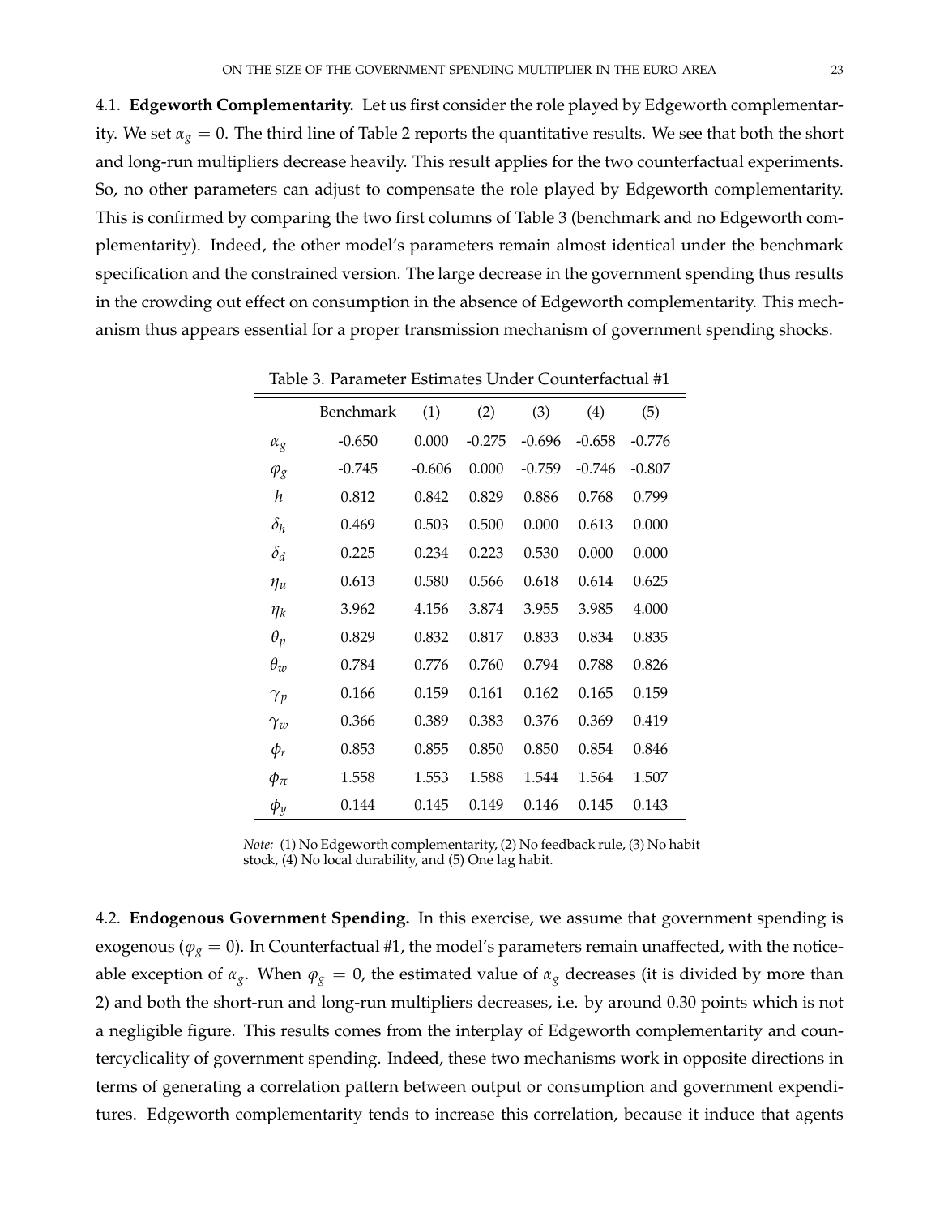### 4.1. Edgeworth Complementarity.

Let us first consider the role played by Edgeworth complementarity. We set $\alpha_g = 0$. The third line of Table 2 reports the quantitative results. We see that both the short and long-run multipliers decrease heavily. This result applies for the two counterfactual experiments. So, no other parameters can adjust to compensate the role played by Edgeworth complementarity. This is confirmed by comparing the two first columns of Table 3 (benchmark and no Edgeworth complementarity). Indeed, the other model's parameters remain almost identical under the benchmark specification and the constrained version. The large decrease in the government spending thus results in the crowding out effect on consumption in the absence of Edgeworth complementarity. This mechanism thus appears essential for a proper transmission mechanism of government spending shocks.

Table 3. Parameter Estimates Under Counterfactual #1

| | Benchmark | (1) | (2) | (3) | (4) | (5) |
|---|---|---|---|---|---|---|
| $\alpha_g$ | -0.650 | 0.000 | -0.275 | -0.696 | -0.658 | -0.776 |
| $\varphi_g$ | -0.745 | -0.606 | 0.000 | -0.759 | -0.746 | -0.807 |
| $h$ | 0.812 | 0.842 | 0.829 | 0.886 | 0.768 | 0.799 |
| $\delta_h$ | 0.469 | 0.503 | 0.500 | 0.000 | 0.613 | 0.000 |
| $\delta_d$ | 0.225 | 0.234 | 0.223 | 0.530 | 0.000 | 0.000 |
| $\eta_u$ | 0.613 | 0.580 | 0.566 | 0.618 | 0.614 | 0.625 |
| $\eta_k$ | 3.962 | 4.156 | 3.874 | 3.955 | 3.985 | 4.000 |
| $\theta_p$ | 0.829 | 0.832 | 0.817 | 0.833 | 0.834 | 0.835 |
| $\theta_w$ | 0.784 | 0.776 | 0.760 | 0.794 | 0.788 | 0.826 |
| $\gamma_p$ | 0.166 | 0.159 | 0.161 | 0.162 | 0.165 | 0.159 |
| $\gamma_w$ | 0.366 | 0.389 | 0.383 | 0.376 | 0.369 | 0.419 |
| $\phi_r$ | 0.853 | 0.855 | 0.850 | 0.850 | 0.854 | 0.846 |
| $\phi_\pi$ | 1.558 | 1.553 | 1.588 | 1.544 | 1.564 | 1.507 |
| $\phi_y$ | 0.144 | 0.145 | 0.149 | 0.146 | 0.145 | 0.143 |

*Note:* (1) No Edgeworth complementarity, (2) No feedback rule, (3) No habit stock, (4) No local durability, and (5) One lag habit.

### 4.2. Endogenous Government Spending.

In this exercise, we assume that government spending is exogenous ($\varphi_g = 0$). In Counterfactual #1, the model's parameters remain unaffected, with the noticeable exception of $\alpha_g$. When $\varphi_g = 0$, the estimated value of $\alpha_g$ decreases (it is divided by more than 2) and both the short-run and long-run multipliers decreases, i.e. by around 0.30 points which is not a negligible figure. This results comes from the interplay of Edgeworth complementarity and countercyclicality of government spending. Indeed, these two mechanisms work in opposite directions in terms of generating a correlation pattern between output or consumption and government expenditures. Edgeworth complementarity tends to increase this correlation, because it induce that agents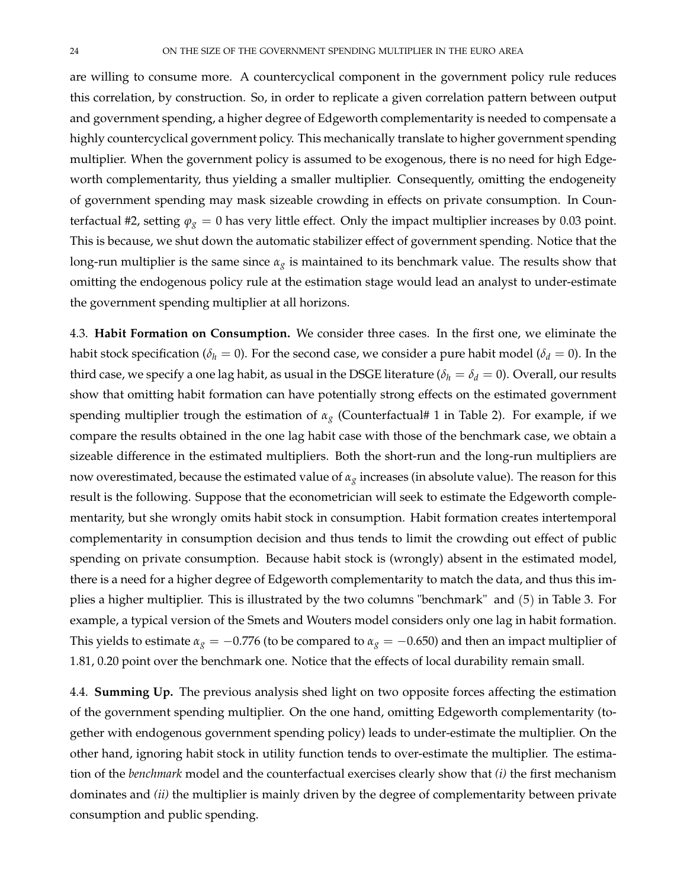are willing to consume more. A countercyclical component in the government policy rule reduces this correlation, by construction. So, in order to replicate a given correlation pattern between output and government spending, a higher degree of Edgeworth complementarity is needed to compensate a highly countercyclical government policy. This mechanically translate to higher government spending multiplier. When the government policy is assumed to be exogenous, there is no need for high Edgeworth complementarity, thus yielding a smaller multiplier. Consequently, omitting the endogeneity of government spending may mask sizeable crowding in effects on private consumption. In Counterfactual #2, setting $\varphi_g = 0$ has very little effect. Only the impact multiplier increases by 0.03 point. This is because, we shut down the automatic stabilizer effect of government spending. Notice that the long-run multiplier is the same since $\alpha_g$ is maintained to its benchmark value. The results show that omitting the endogenous policy rule at the estimation stage would lead an analyst to under-estimate the government spending multiplier at all horizons.

4.3. **Habit Formation on Consumption.** We consider three cases. In the first one, we eliminate the habit stock specification ($\delta_h = 0$). For the second case, we consider a pure habit model ($\delta_d = 0$). In the third case, we specify a one lag habit, as usual in the DSGE literature ($\delta_h = \delta_d = 0$). Overall, our results show that omitting habit formation can have potentially strong effects on the estimated government spending multiplier trough the estimation of $\alpha_g$ (Counterfactual# 1 in Table 2). For example, if we compare the results obtained in the one lag habit case with those of the benchmark case, we obtain a sizeable difference in the estimated multipliers. Both the short-run and the long-run multipliers are now overestimated, because the estimated value of $\alpha_g$ increases (in absolute value). The reason for this result is the following. Suppose that the econometrician will seek to estimate the Edgeworth complementarity, but she wrongly omits habit stock in consumption. Habit formation creates intertemporal complementarity in consumption decision and thus tends to limit the crowding out effect of public spending on private consumption. Because habit stock is (wrongly) absent in the estimated model, there is a need for a higher degree of Edgeworth complementarity to match the data, and thus this implies a higher multiplier. This is illustrated by the two columns "benchmark" and (5) in Table 3. For example, a typical version of the Smets and Wouters model considers only one lag in habit formation. This yields to estimate $\alpha_g = -0.776$ (to be compared to $\alpha_g = -0.650$) and then an impact multiplier of 1.81, 0.20 point over the benchmark one. Notice that the effects of local durability remain small.

4.4. **Summing Up.** The previous analysis shed light on two opposite forces affecting the estimation of the government spending multiplier. On the one hand, omitting Edgeworth complementarity (together with endogenous government spending policy) leads to under-estimate the multiplier. On the other hand, ignoring habit stock in utility function tends to over-estimate the multiplier. The estimation of the *benchmark* model and the counterfactual exercises clearly show that *(i)* the first mechanism dominates and *(ii)* the multiplier is mainly driven by the degree of complementarity between private consumption and public spending.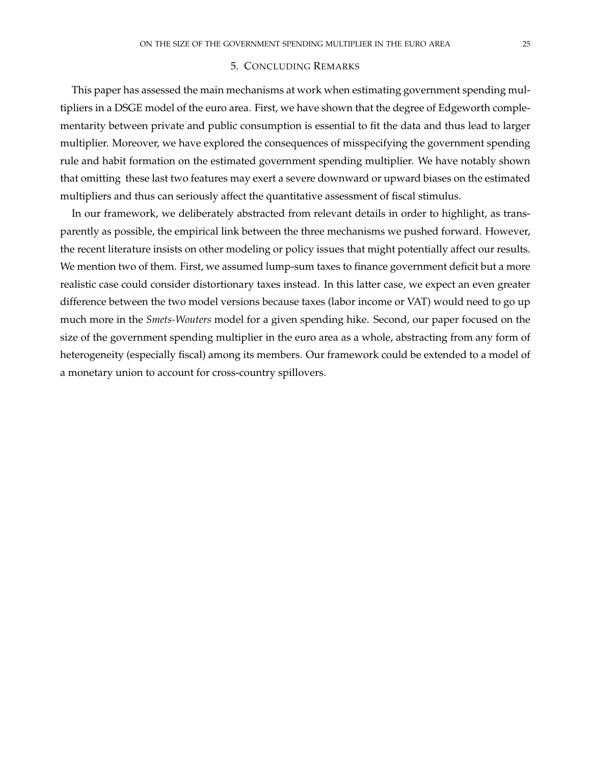## 5. Concluding Remarks

This paper has assessed the main mechanisms at work when estimating government spending multipliers in a DSGE model of the euro area. First, we have shown that the degree of Edgeworth complementarity between private and public consumption is essential to fit the data and thus lead to larger multiplier. Moreover, we have explored the consequences of misspecifying the government spending rule and habit formation on the estimated government spending multiplier. We have notably shown that omitting these last two features may exert a severe downward or upward biases on the estimated multipliers and thus can seriously affect the quantitative assessment of fiscal stimulus.

In our framework, we deliberately abstracted from relevant details in order to highlight, as transparently as possible, the empirical link between the three mechanisms we pushed forward. However, the recent literature insists on other modeling or policy issues that might potentially affect our results. We mention two of them. First, we assumed lump-sum taxes to finance government deficit but a more realistic case could consider distortionary taxes instead. In this latter case, we expect an even greater difference between the two model versions because taxes (labor income or VAT) would need to go up much more in the *Smets-Wouters* model for a given spending hike. Second, our paper focused on the size of the government spending multiplier in the euro area as a whole, abstracting from any form of heterogeneity (especially fiscal) among its members. Our framework could be extended to a model of a monetary union to account for cross-country spillovers.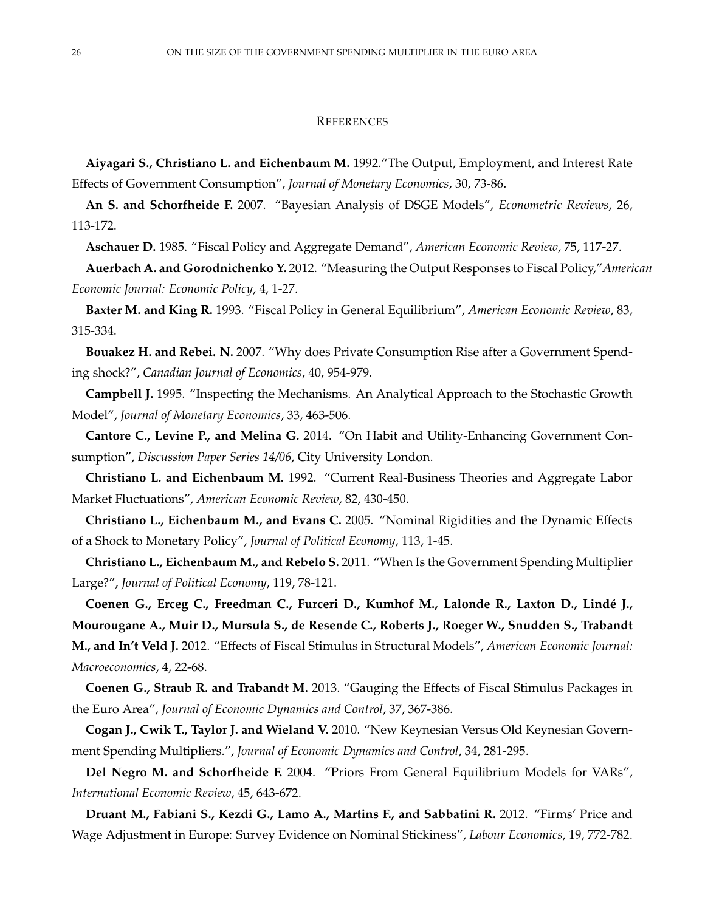## References

**Aiyagari S., Christiano L. and Eichenbaum M.** 1992."The Output, Employment, and Interest Rate Effects of Government Consumption", *Journal of Monetary Economics*, 30, 73-86.

**An S. and Schorfheide F.** 2007. "Bayesian Analysis of DSGE Models", *Econometric Reviews*, 26, 113-172.

**Aschauer D.** 1985. "Fiscal Policy and Aggregate Demand", *American Economic Review*, 75, 117-27.

**Auerbach A. and Gorodnichenko Y.** 2012. "Measuring the Output Responses to Fiscal Policy,"*American Economic Journal: Economic Policy*, 4, 1-27.

**Baxter M. and King R.** 1993. "Fiscal Policy in General Equilibrium", *American Economic Review*, 83, 315-334.

**Bouakez H. and Rebei. N.** 2007. "Why does Private Consumption Rise after a Government Spending shock?", *Canadian Journal of Economics*, 40, 954-979.

**Campbell J.** 1995. "Inspecting the Mechanisms. An Analytical Approach to the Stochastic Growth Model", *Journal of Monetary Economics*, 33, 463-506.

**Cantore C., Levine P., and Melina G.** 2014. "On Habit and Utility-Enhancing Government Consumption", *Discussion Paper Series 14/06*, City University London.

**Christiano L. and Eichenbaum M.** 1992. "Current Real-Business Theories and Aggregate Labor Market Fluctuations", *American Economic Review*, 82, 430-450.

**Christiano L., Eichenbaum M., and Evans C.** 2005. "Nominal Rigidities and the Dynamic Effects of a Shock to Monetary Policy", *Journal of Political Economy*, 113, 1-45.

**Christiano L., Eichenbaum M., and Rebelo S.** 2011. "When Is the Government Spending Multiplier Large?", *Journal of Political Economy*, 119, 78-121.

**Coenen G., Erceg C., Freedman C., Furceri D., Kumhof M., Lalonde R., Laxton D., Lindé J., Mourougane A., Muir D., Mursula S., de Resende C., Roberts J., Roeger W., Snudden S., Trabandt M., and In't Veld J.** 2012. "Effects of Fiscal Stimulus in Structural Models", *American Economic Journal: Macroeconomics*, 4, 22-68.

**Coenen G., Straub R. and Trabandt M.** 2013. "Gauging the Effects of Fiscal Stimulus Packages in the Euro Area", *Journal of Economic Dynamics and Control*, 37, 367-386.

**Cogan J., Cwik T., Taylor J. and Wieland V.** 2010. "New Keynesian Versus Old Keynesian Government Spending Multipliers.", *Journal of Economic Dynamics and Control*, 34, 281-295.

**Del Negro M. and Schorfheide F.** 2004. "Priors From General Equilibrium Models for VARs", *International Economic Review*, 45, 643-672.

**Druant M., Fabiani S., Kezdi G., Lamo A., Martins F., and Sabbatini R.** 2012. "Firms' Price and Wage Adjustment in Europe: Survey Evidence on Nominal Stickiness", *Labour Economics*, 19, 772-782.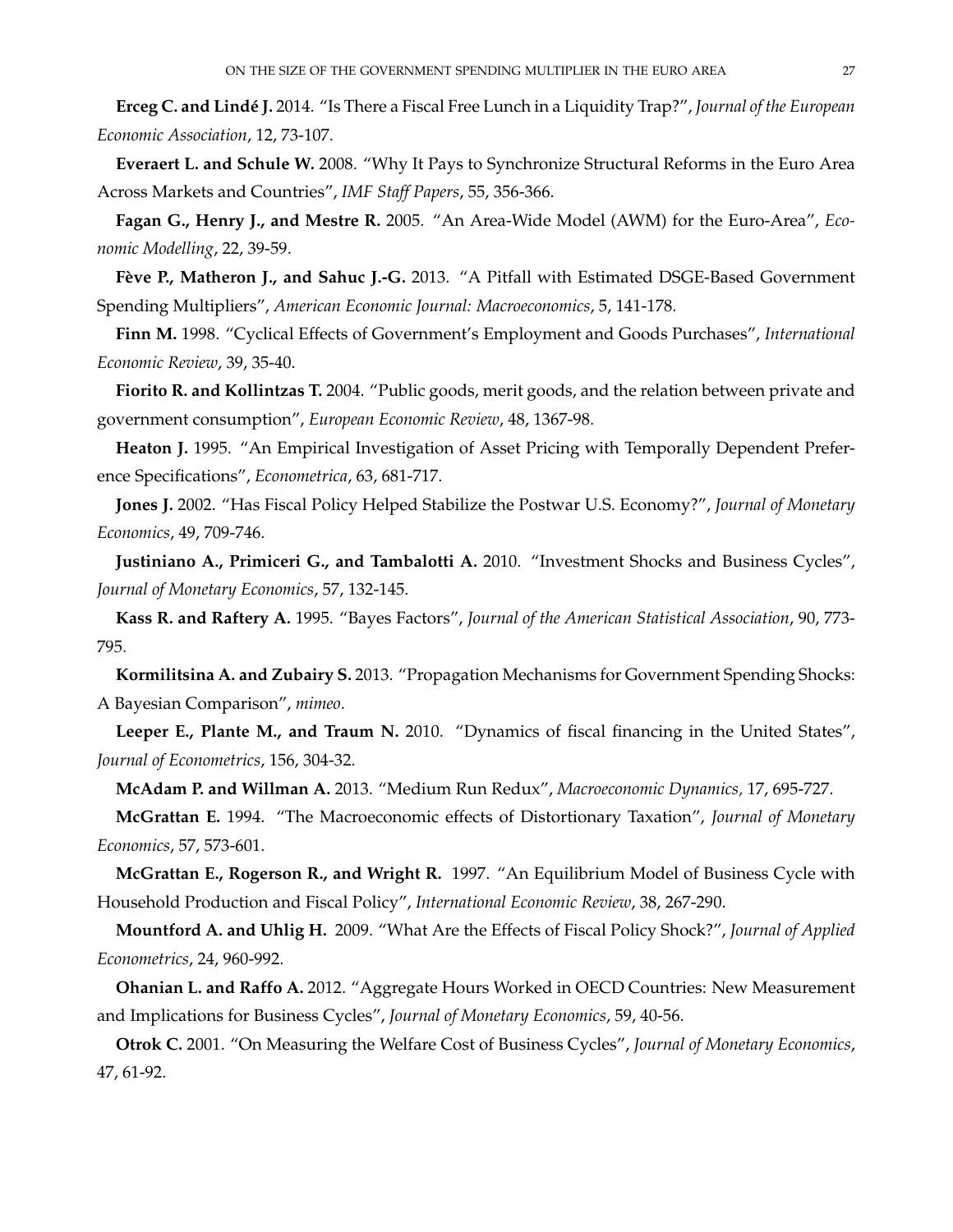**Erceg C. and Lindé J.** 2014. "Is There a Fiscal Free Lunch in a Liquidity Trap?", *Journal of the European Economic Association*, 12, 73-107.

**Everaert L. and Schule W.** 2008. "Why It Pays to Synchronize Structural Reforms in the Euro Area Across Markets and Countries", *IMF Staff Papers*, 55, 356-366.

**Fagan G., Henry J., and Mestre R.** 2005. "An Area-Wide Model (AWM) for the Euro-Area", *Economic Modelling*, 22, 39-59.

**Fève P., Matheron J., and Sahuc J.-G.** 2013. "A Pitfall with Estimated DSGE-Based Government Spending Multipliers", *American Economic Journal: Macroeconomics*, 5, 141-178.

**Finn M.** 1998. "Cyclical Effects of Government's Employment and Goods Purchases", *International Economic Review*, 39, 35-40.

**Fiorito R. and Kollintzas T.** 2004. "Public goods, merit goods, and the relation between private and government consumption", *European Economic Review*, 48, 1367-98.

**Heaton J.** 1995. "An Empirical Investigation of Asset Pricing with Temporally Dependent Preference Specifications", *Econometrica*, 63, 681-717.

**Jones J.** 2002. "Has Fiscal Policy Helped Stabilize the Postwar U.S. Economy?", *Journal of Monetary Economics*, 49, 709-746.

**Justiniano A., Primiceri G., and Tambalotti A.** 2010. "Investment Shocks and Business Cycles", *Journal of Monetary Economics*, 57, 132-145.

**Kass R. and Raftery A.** 1995. "Bayes Factors", *Journal of the American Statistical Association*, 90, 773-795.

**Kormilitsina A. and Zubairy S.** 2013. "Propagation Mechanisms for Government Spending Shocks: A Bayesian Comparison", *mimeo*.

**Leeper E., Plante M., and Traum N.** 2010. "Dynamics of fiscal financing in the United States", *Journal of Econometrics*, 156, 304-32.

**McAdam P. and Willman A.** 2013. "Medium Run Redux", *Macroeconomic Dynamics,* 17, 695-727.

**McGrattan E.** 1994. "The Macroeconomic effects of Distortionary Taxation", *Journal of Monetary Economics*, 57, 573-601.

**McGrattan E., Rogerson R., and Wright R.** 1997. "An Equilibrium Model of Business Cycle with Household Production and Fiscal Policy", *International Economic Review*, 38, 267-290.

**Mountford A. and Uhlig H.** 2009. "What Are the Effects of Fiscal Policy Shock?", *Journal of Applied Econometrics*, 24, 960-992.

**Ohanian L. and Raffo A.** 2012. "Aggregate Hours Worked in OECD Countries: New Measurement and Implications for Business Cycles", *Journal of Monetary Economics*, 59, 40-56.

**Otrok C.** 2001. "On Measuring the Welfare Cost of Business Cycles", *Journal of Monetary Economics*, 47, 61-92.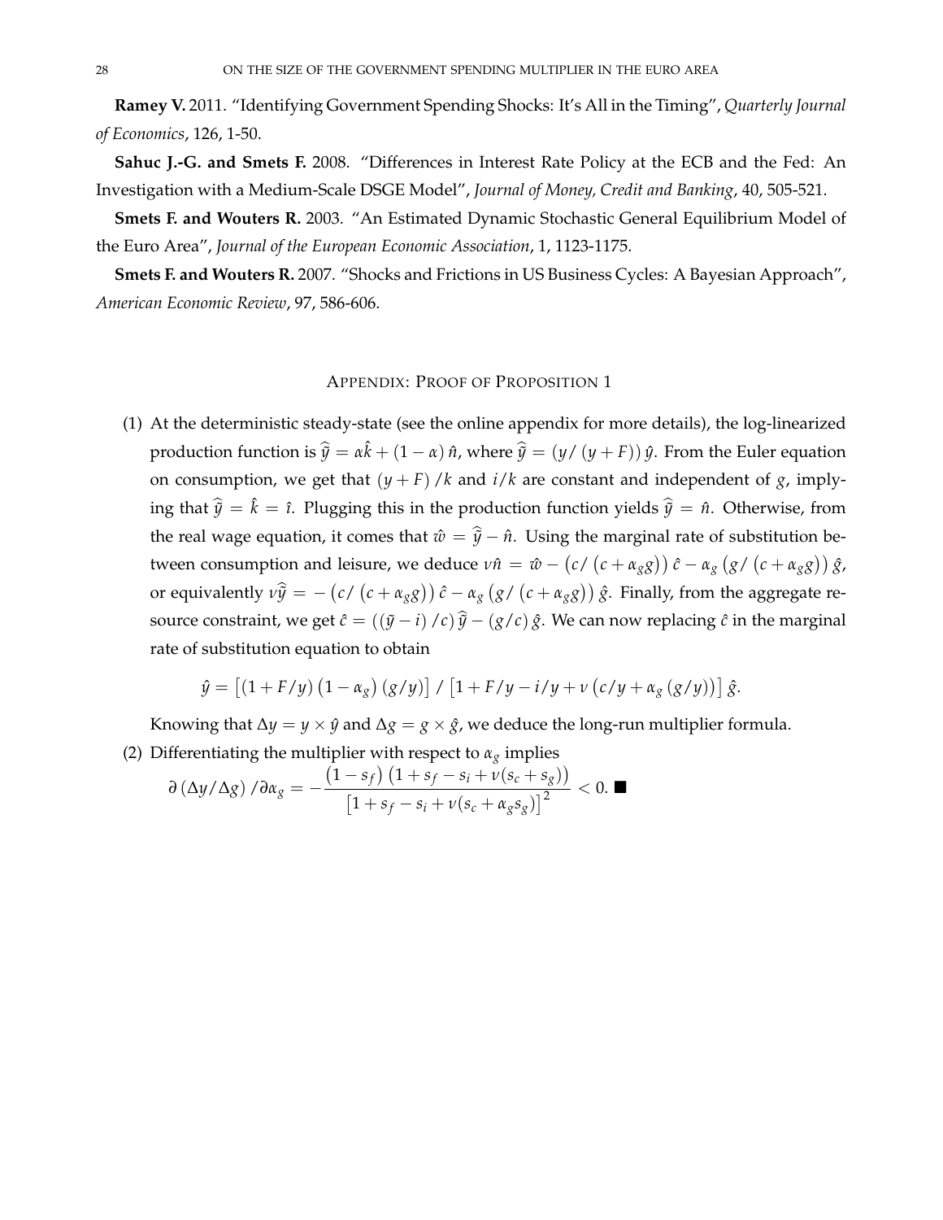**Ramey V.** 2011. "Identifying Government Spending Shocks: It's All in the Timing", *Quarterly Journal of Economics*, 126, 1-50.

**Sahuc J.-G. and Smets F.** 2008. "Differences in Interest Rate Policy at the ECB and the Fed: An Investigation with a Medium-Scale DSGE Model", *Journal of Money, Credit and Banking*, 40, 505-521.

**Smets F. and Wouters R.** 2003. "An Estimated Dynamic Stochastic General Equilibrium Model of the Euro Area", *Journal of the European Economic Association*, 1, 1123-1175.

**Smets F. and Wouters R.** 2007. "Shocks and Frictions in US Business Cycles: A Bayesian Approach", *American Economic Review*, 97, 586-606.

## Appendix: Proof of Proposition 1

(1) At the deterministic steady-state (see the online appendix for more details), the log-linearized production function is $\widehat{\tilde{y}} = \alpha \hat{k} + (1-\alpha)\hat{n}$, where $\widehat{\tilde{y}} = (y/(y+F))\,\hat{y}$. From the Euler equation on consumption, we get that $(y+F)/k$ and $i/k$ are constant and independent of $g$, implying that $\widehat{\tilde{y}} = \hat{k} = \hat{\imath}$. Plugging this in the production function yields $\widehat{\tilde{y}} = \hat{n}$. Otherwise, from the real wage equation, it comes that $\hat{w} = \widehat{\tilde{y}} - \hat{n}$. Using the marginal rate of substitution between consumption and leisure, we deduce $\nu \hat{n} = \hat{w} - (c/(c+\alpha_g g))\,\hat{c} - \alpha_g (g/(c+\alpha_g g))\,\hat{g}$, or equivalently $\nu \widehat{\tilde{y}} = -(c/(c+\alpha_g g))\,\hat{c} - \alpha_g (g/(c+\alpha_g g))\,\hat{g}$. Finally, from the aggregate resource constraint, we get $\hat{c} = ((\tilde{y}-i)/c)\,\widehat{\tilde{y}} - (g/c)\,\hat{g}$. We can now replacing $\hat{c}$ in the marginal rate of substitution equation to obtain

$$\hat{y} = \left[(1+F/y)\left(1-\alpha_g\right)(g/y)\right] / \left[1+F/y-i/y+\nu\left(c/y+\alpha_g\,(g/y)\right)\right]\hat{g}.$$

Knowing that $\Delta y = y \times \hat{y}$ and $\Delta g = g \times \hat{g}$, we deduce the long-run multiplier formula.

(2) Differentiating the multiplier with respect to $\alpha_g$ implies

$$\partial\left(\Delta y/\Delta g\right)/\partial \alpha_g = -\frac{\left(1-s_f\right)\left(1+s_f-s_i+\nu(s_c+s_g)\right)}{\left[1+s_f-s_i+\nu(s_c+\alpha_g s_g)\right]^2} < 0. \blacksquare$$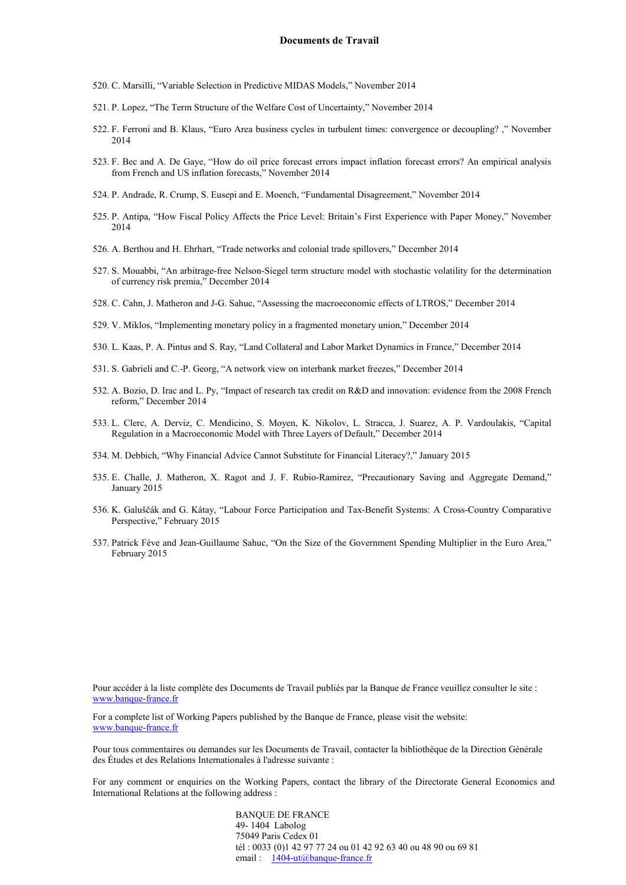# Documents de Travail

520. C. Marsilli, "Variable Selection in Predictive MIDAS Models," November 2014

521. P. Lopez, "The Term Structure of the Welfare Cost of Uncertainty," November 2014

522. F. Ferroni and B. Klaus, "Euro Area business cycles in turbulent times: convergence or decoupling? ," November 2014

523. F. Bec and A. De Gaye, "How do oil price forecast errors impact inflation forecast errors? An empirical analysis from French and US inflation forecasts," November 2014

524. P. Andrade, R. Crump, S. Eusepi and E. Moench, "Fundamental Disagreement," November 2014

525. P. Antipa, "How Fiscal Policy Affects the Price Level: Britain's First Experience with Paper Money," November 2014

526. A. Berthou and H. Ehrhart, "Trade networks and colonial trade spillovers," December 2014

527. S. Mouabbi, "An arbitrage-free Nelson-Siegel term structure model with stochastic volatility for the determination of currency risk premia," December 2014

528. C. Cahn, J. Matheron and J-G. Sahuc, "Assessing the macroeconomic effects of LTROS," December 2014

529. V. Miklos, "Implementing monetary policy in a fragmented monetary union," December 2014

530. L. Kaas, P. A. Pintus and S. Ray, "Land Collateral and Labor Market Dynamics in France," December 2014

531. S. Gabrieli and C.-P. Georg, "A network view on interbank market freezes," December 2014

532. A. Bozio, D. Irac and L. Py, "Impact of research tax credit on R&D and innovation: evidence from the 2008 French reform," December 2014

533. L. Clerc, A. Derviz, C. Mendicino, S. Moyen, K. Nikolov, L. Stracca, J. Suarez, A. P. Vardoulakis, "Capital Regulation in a Macroeconomic Model with Three Layers of Default," December 2014

534. M. Debbich, "Why Financial Advice Cannot Substitute for Financial Literacy?," January 2015

535. E. Challe, J. Matheron, X. Ragot and J. F. Rubio-Ramirez, "Precautionary Saving and Aggregate Demand," January 2015

536. K. Galuščák and G. Kátay, "Labour Force Participation and Tax-Benefit Systems: A Cross-Country Comparative Perspective," February 2015

537. Patrick Fève and Jean-Guillaume Sahuc, "On the Size of the Government Spending Multiplier in the Euro Area," February 2015

Pour accéder à la liste complète des Documents de Travail publiés par la Banque de France veuillez consulter le site : www.banque-france.fr

For a complete list of Working Papers published by the Banque de France, please visit the website: www.banque-france.fr

Pour tous commentaires ou demandes sur les Documents de Travail, contacter la bibliothèque de la Direction Générale des Études et des Relations Internationales à l'adresse suivante :

For any comment or enquiries on the Working Papers, contact the library of the Directorate General Economics and International Relations at the following address :

BANQUE DE FRANCE
49- 1404 Labolog
75049 Paris Cedex 01
tél : 0033 (0)1 42 97 77 24 ou 01 42 92 63 40 ou 48 90 ou 69 81
email : 1404-ut@banque-france.fr